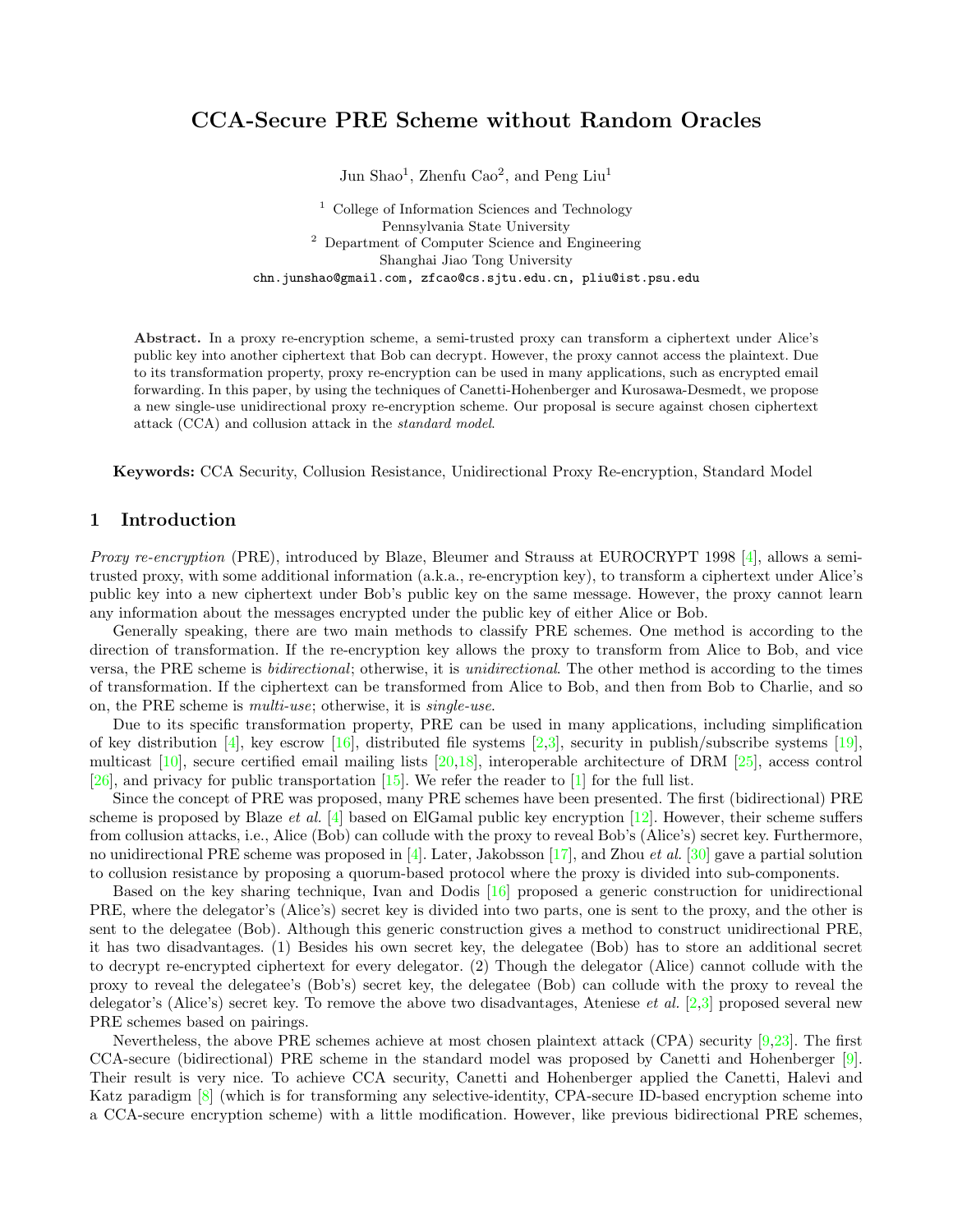# CCA-Secure PRE Scheme without Random Oracles

Jun Shao[1], Zhenfu Cao[2], and Peng Liu[1]

[1] College of Information Sciences and Technology
Pennsylvania State University
[2] Department of Computer Science and Engineering
Shanghai Jiao Tong University
chn.junshao@gmail.com, zfcao@cs.sjtu.edu.cn, pliu@ist.psu.edu

**Abstract.** In a proxy re-encryption scheme, a semi-trusted proxy can transform a ciphertext under Alice's public key into another ciphertext that Bob can decrypt. However, the proxy cannot access the plaintext. Due to its transformation property, proxy re-encryption can be used in many applications, such as encrypted email forwarding. In this paper, by using the techniques of Canetti-Hohenberger and Kurosawa-Desmedt, we propose a new single-use unidirectional proxy re-encryption scheme. Our proposal is secure against chosen ciphertext attack (CCA) and collusion attack in the *standard model*.

**Keywords:** CCA Security, Collusion Resistance, Unidirectional Proxy Re-encryption, Standard Model

## 1 Introduction

*Proxy re-encryption* (PRE), introduced by Blaze, Bleumer and Strauss at EUROCRYPT 1998 [4], allows a semi-trusted proxy, with some additional information (a.k.a., re-encryption key), to transform a ciphertext under Alice's public key into a new ciphertext under Bob's public key on the same message. However, the proxy cannot learn any information about the messages encrypted under the public key of either Alice or Bob.

Generally speaking, there are two main methods to classify PRE schemes. One method is according to the direction of transformation. If the re-encryption key allows the proxy to transform from Alice to Bob, and vice versa, the PRE scheme is *bidirectional*; otherwise, it is *unidirectional*. The other method is according to the times of transformation. If the ciphertext can be transformed from Alice to Bob, and then from Bob to Charlie, and so on, the PRE scheme is *multi-use*; otherwise, it is *single-use*.

Due to its specific transformation property, PRE can be used in many applications, including simplification of key distribution [4], key escrow [16], distributed file systems [2,3], security in publish/subscribe systems [19], multicast [10], secure certified email mailing lists [20,18], interoperable architecture of DRM [25], access control [26], and privacy for public transportation [15]. We refer the reader to [1] for the full list.

Since the concept of PRE was proposed, many PRE schemes have been presented. The first (bidirectional) PRE scheme is proposed by Blaze *et al.* [4] based on ElGamal public key encryption [12]. However, their scheme suffers from collusion attacks, i.e., Alice (Bob) can collude with the proxy to reveal Bob's (Alice's) secret key. Furthermore, no unidirectional PRE scheme was proposed in [4]. Later, Jakobsson [17], and Zhou *et al.* [30] gave a partial solution to collusion resistance by proposing a quorum-based protocol where the proxy is divided into sub-components.

Based on the key sharing technique, Ivan and Dodis [16] proposed a generic construction for unidirectional PRE, where the delegator's (Alice's) secret key is divided into two parts, one is sent to the proxy, and the other is sent to the delegatee (Bob). Although this generic construction gives a method to construct unidirectional PRE, it has two disadvantages. (1) Besides his own secret key, the delegatee (Bob) has to store an additional secret to decrypt re-encrypted ciphertext for every delegator. (2) Though the delegator (Alice) cannot collude with the proxy to reveal the delegatee's (Bob's) secret key, the delegatee (Bob) can collude with the proxy to reveal the delegator's (Alice's) secret key. To remove the above two disadvantages, Ateniese *et al.* [2,3] proposed several new PRE schemes based on pairings.

Nevertheless, the above PRE schemes achieve at most chosen plaintext attack (CPA) security [9,23]. The first CCA-secure (bidirectional) PRE scheme in the standard model was proposed by Canetti and Hohenberger [9]. Their result is very nice. To achieve CCA security, Canetti and Hohenberger applied the Canetti, Halevi and Katz paradigm [8] (which is for transforming any selective-identity, CPA-secure ID-based encryption scheme into a CCA-secure encryption scheme) with a little modification. However, like previous bidirectional PRE schemes,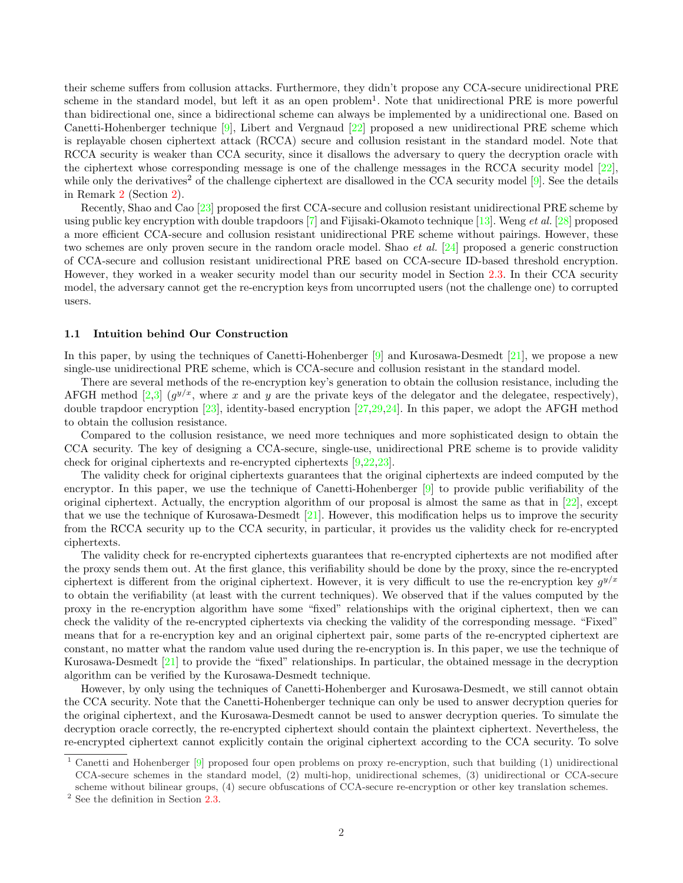their scheme suffers from collusion attacks. Furthermore, they didn't propose any CCA-secure unidirectional PRE scheme in the standard model, but left it as an open problem[1]. Note that unidirectional PRE is more powerful than bidirectional one, since a bidirectional scheme can always be implemented by a unidirectional one. Based on Canetti-Hohenberger technique [9], Libert and Vergnaud [22] proposed a new unidirectional PRE scheme which is replayable chosen ciphertext attack (RCCA) secure and collusion resistant in the standard model. Note that RCCA security is weaker than CCA security, since it disallows the adversary to query the decryption oracle with the ciphertext whose corresponding message is one of the challenge messages in the RCCA security model [22], while only the derivatives[2] of the challenge ciphertext are disallowed in the CCA security model [9]. See the details in Remark 2 (Section 2).

Recently, Shao and Cao [23] proposed the first CCA-secure and collusion resistant unidirectional PRE scheme by using public key encryption with double trapdoors [7] and Fijisaki-Okamoto technique [13]. Weng *et al.* [28] proposed a more efficient CCA-secure and collusion resistant unidirectional PRE scheme without pairings. However, these two schemes are only proven secure in the random oracle model. Shao *et al.* [24] proposed a generic construction of CCA-secure and collusion resistant unidirectional PRE based on CCA-secure ID-based threshold encryption. However, they worked in a weaker security model than our security model in Section 2.3. In their CCA security model, the adversary cannot get the re-encryption keys from uncorrupted users (not the challenge one) to corrupted users.

### 1.1 Intuition behind Our Construction

In this paper, by using the techniques of Canetti-Hohenberger [9] and Kurosawa-Desmedt [21], we propose a new single-use unidirectional PRE scheme, which is CCA-secure and collusion resistant in the standard model.

There are several methods of the re-encryption key's generation to obtain the collusion resistance, including the AFGH method [2,3] ($g^{y/x}$, where $x$ and $y$ are the private keys of the delegator and the delegatee, respectively), double trapdoor encryption [23], identity-based encryption [27,29,24]. In this paper, we adopt the AFGH method to obtain the collusion resistance.

Compared to the collusion resistance, we need more techniques and more sophisticated design to obtain the CCA security. The key of designing a CCA-secure, single-use, unidirectional PRE scheme is to provide validity check for original ciphertexts and re-encrypted ciphertexts [9,22,23].

The validity check for original ciphertexts guarantees that the original ciphertexts are indeed computed by the encryptor. In this paper, we use the technique of Canetti-Hohenberger [9] to provide public verifiability of the original ciphertext. Actually, the encryption algorithm of our proposal is almost the same as that in [22], except that we use the technique of Kurosawa-Desmedt [21]. However, this modification helps us to improve the security from the RCCA security up to the CCA security, in particular, it provides us the validity check for re-encrypted ciphertexts.

The validity check for re-encrypted ciphertexts guarantees that re-encrypted ciphertexts are not modified after the proxy sends them out. At the first glance, this verifiability should be done by the proxy, since the re-encrypted ciphertext is different from the original ciphertext. However, it is very difficult to use the re-encryption key $g^{y/x}$ to obtain the verifiability (at least with the current techniques). We observed that if the values computed by the proxy in the re-encryption algorithm have some "fixed" relationships with the original ciphertext, then we can check the validity of the re-encrypted ciphertexts via checking the validity of the corresponding message. "Fixed" means that for a re-encryption key and an original ciphertext pair, some parts of the re-encrypted ciphertext are constant, no matter what the random value used during the re-encryption is. In this paper, we use the technique of Kurosawa-Desmedt [21] to provide the "fixed" relationships. In particular, the obtained message in the decryption algorithm can be verified by the Kurosawa-Desmedt technique.

However, by only using the techniques of Canetti-Hohenberger and Kurosawa-Desmedt, we still cannot obtain the CCA security. Note that the Canetti-Hohenberger technique can only be used to answer decryption queries for the original ciphertext, and the Kurosawa-Desmedt cannot be used to answer decryption queries. To simulate the decryption oracle correctly, the re-encrypted ciphertext should contain the plaintext ciphertext. Nevertheless, the re-encrypted ciphertext cannot explicitly contain the original ciphertext according to the CCA security. To solve

[1] Canetti and Hohenberger [9] proposed four open problems on proxy re-encryption, such that building (1) unidirectional CCA-secure schemes in the standard model, (2) multi-hop, unidirectional schemes, (3) unidirectional or CCA-secure scheme without bilinear groups, (4) secure obfuscations of CCA-secure re-encryption or other key translation schemes.

[2] See the definition in Section 2.3.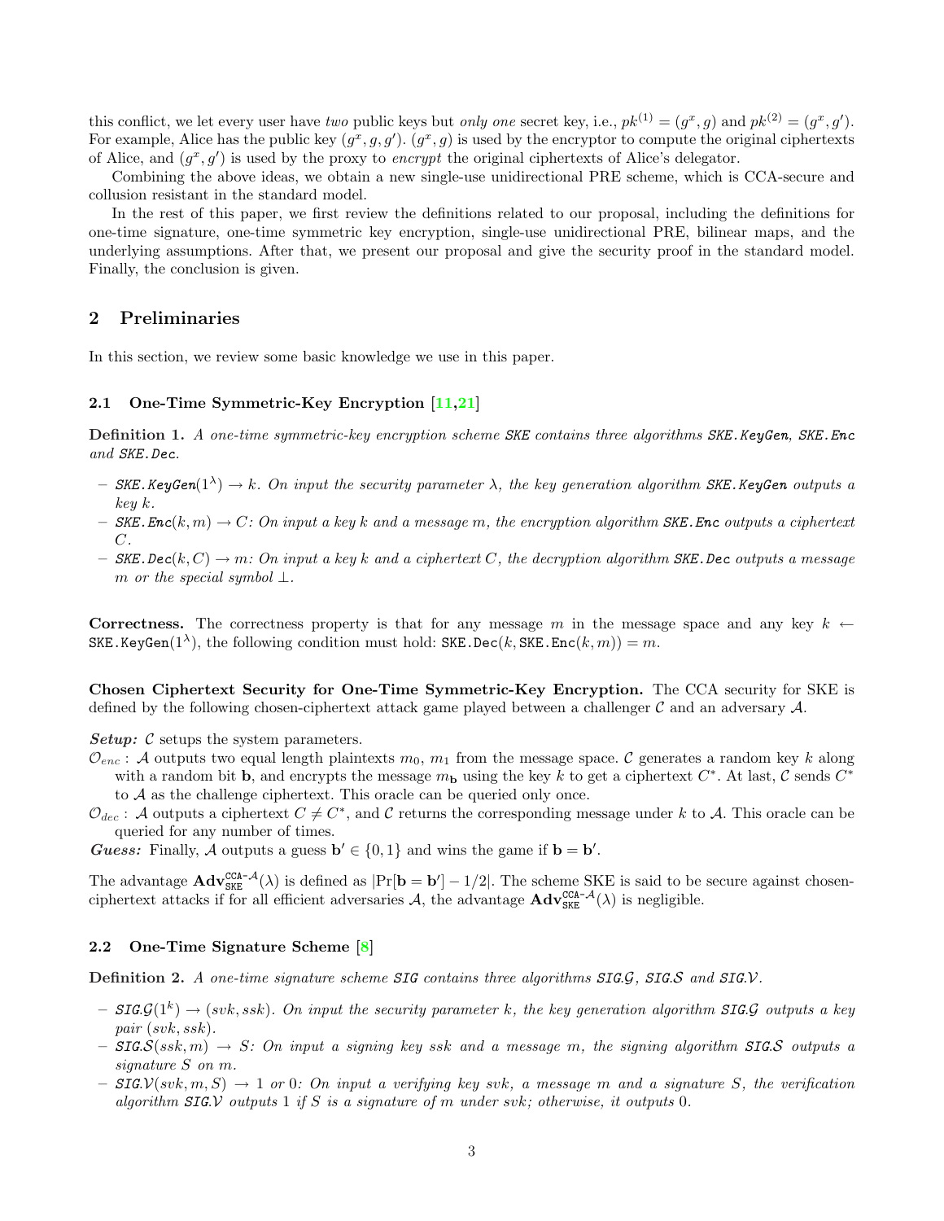this conflict, we let every user have *two* public keys but *only one* secret key, i.e., $pk^{(1)} = (g^x, g)$ and $pk^{(2)} = (g^x, g')$. For example, Alice has the public key $(g^x, g, g')$. $(g^x, g)$ is used by the encryptor to compute the original ciphertexts of Alice, and $(g^x, g')$ is used by the proxy to *encrypt* the original ciphertexts of Alice's delegator.

Combining the above ideas, we obtain a new single-use unidirectional PRE scheme, which is CCA-secure and collusion resistant in the standard model.

In the rest of this paper, we first review the definitions related to our proposal, including the definitions for one-time signature, one-time symmetric key encryption, single-use unidirectional PRE, bilinear maps, and the underlying assumptions. After that, we present our proposal and give the security proof in the standard model. Finally, the conclusion is given.

## 2 Preliminaries

In this section, we review some basic knowledge we use in this paper.

### 2.1 One-Time Symmetric-Key Encryption [11,21]

**Definition 1.** *A one-time symmetric-key encryption scheme SKE contains three algorithms SKE.KeyGen, SKE.Enc and SKE.Dec.*

- *SKE.KeyGen*$(1^\lambda) \to k$*. On input the security parameter* $\lambda$*, the key generation algorithm SKE.KeyGen outputs a key* $k$*.*
- *SKE.Enc*$(k, m) \to C$*: On input a key* $k$ *and a message* $m$*, the encryption algorithm SKE.Enc outputs a ciphertext* $C$*.*
- *SKE.Dec*$(k, C) \to m$*: On input a key* $k$ *and a ciphertext* $C$*, the decryption algorithm SKE.Dec outputs a message* $m$ *or the special symbol* $\perp$*.*

**Correctness.** The correctness property is that for any message $m$ in the message space and any key $k \leftarrow \texttt{SKE.KeyGen}(1^\lambda)$, the following condition must hold: $\texttt{SKE.Dec}(k, \texttt{SKE.Enc}(k, m)) = m$.

**Chosen Ciphertext Security for One-Time Symmetric-Key Encryption.** The CCA security for SKE is defined by the following chosen-ciphertext attack game played between a challenger $\mathcal{C}$ and an adversary $\mathcal{A}$.

***Setup:*** $\mathcal{C}$ setups the system parameters.

$\mathcal{O}_{enc}$ : $\mathcal{A}$ outputs two equal length plaintexts $m_0$, $m_1$ from the message space. $\mathcal{C}$ generates a random key $k$ along with a random bit $\mathbf{b}$, and encrypts the message $m_{\mathbf{b}}$ using the key $k$ to get a ciphertext $C^*$. At last, $\mathcal{C}$ sends $C^*$ to $\mathcal{A}$ as the challenge ciphertext. This oracle can be queried only once.

$\mathcal{O}_{dec}$ : $\mathcal{A}$ outputs a ciphertext $C \neq C^*$, and $\mathcal{C}$ returns the corresponding message under $k$ to $\mathcal{A}$. This oracle can be queried for any number of times.

***Guess:*** Finally, $\mathcal{A}$ outputs a guess $\mathbf{b}' \in \{0,1\}$ and wins the game if $\mathbf{b} = \mathbf{b}'$.

The advantage $\mathbf{Adv}_{\texttt{SKE}}^{\texttt{CCA-}\mathcal{A}}(\lambda)$ is defined as $|\Pr[\mathbf{b} = \mathbf{b}'] - 1/2|$. The scheme SKE is said to be secure against chosen-ciphertext attacks if for all efficient adversaries $\mathcal{A}$, the advantage $\mathbf{Adv}_{\texttt{SKE}}^{\texttt{CCA-}\mathcal{A}}(\lambda)$ is negligible.

### 2.2 One-Time Signature Scheme [8]

**Definition 2.** *A one-time signature scheme SIG contains three algorithms* $\mathcal{SIG.G}$*,* $\mathcal{SIG.S}$ *and* $\mathcal{SIG.V}$*.*

- $\mathcal{SIG.G}(1^k) \to (svk, ssk)$*. On input the security parameter* $k$*, the key generation algorithm* $\mathcal{SIG.G}$ *outputs a key pair* $(svk, ssk)$*.*
- $\mathcal{SIG.S}(ssk, m) \to S$*: On input a signing key* $ssk$ *and a message* $m$*, the signing algorithm* $\mathcal{SIG.S}$ *outputs a signature* $S$ *on* $m$*.*
- $\mathcal{SIG.V}(svk, m, S) \to 1$ *or* $0$*: On input a verifying key* $svk$*, a message* $m$ *and a signature* $S$*, the verification algorithm* $\mathcal{SIG.V}$ *outputs* $1$ *if* $S$ *is a signature of* $m$ *under* $svk$*; otherwise, it outputs* $0$*.*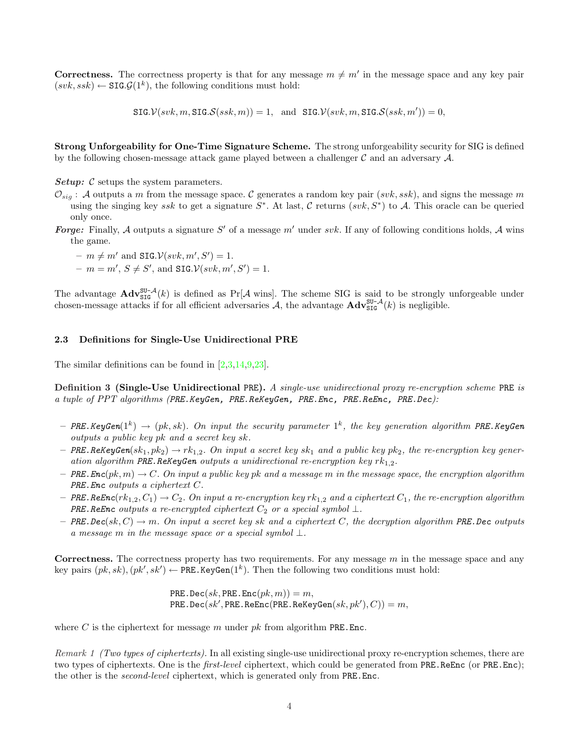**Correctness.** The correctness property is that for any message $m \neq m'$ in the message space and any key pair $(svk, ssk) \leftarrow \mathtt{SIG}.\mathcal{G}(1^k)$, the following conditions must hold:

$$\mathtt{SIG}.\mathcal{V}(svk, m, \mathtt{SIG}.\mathcal{S}(ssk, m)) = 1, \text{ and } \mathtt{SIG}.\mathcal{V}(svk, m, \mathtt{SIG}.\mathcal{S}(ssk, m')) = 0,$$

**Strong Unforgeability for One-Time Signature Scheme.** The strong unforgeability security for SIG is defined by the following chosen-message attack game played between a challenger $\mathcal{C}$ and an adversary $\mathcal{A}$.

***Setup:*** $\mathcal{C}$ setups the system parameters.

$\mathcal{O}_{sig}$ : $\mathcal{A}$ outputs a $m$ from the message space. $\mathcal{C}$ generates a random key pair $(svk, ssk)$, and signs the message $m$ using the singing key $ssk$ to get a signature $S^*$. At last, $\mathcal{C}$ returns $(svk, S^*)$ to $\mathcal{A}$. This oracle can be queried only once.

***Forge:*** Finally, $\mathcal{A}$ outputs a signature $S'$ of a message $m'$ under $svk$. If any of following conditions holds, $\mathcal{A}$ wins the game.

- $m \neq m'$ and $\mathtt{SIG}.\mathcal{V}(svk, m', S') = 1$.
- $m = m'$, $S \neq S'$, and $\mathtt{SIG}.\mathcal{V}(svk, m', S') = 1$.

The advantage $\mathbf{Adv}^{\mathtt{SU}\text{-}\mathcal{A}}_{\mathtt{SIG}}(k)$ is defined as $\Pr[\mathcal{A} \text{ wins}]$. The scheme SIG is said to be strongly unforgeable under chosen-message attacks if for all efficient adversaries $\mathcal{A}$, the advantage $\mathbf{Adv}^{\mathtt{SU}\text{-}\mathcal{A}}_{\mathtt{SIG}}(k)$ is negligible.

### 2.3 Definitions for Single-Use Unidirectional PRE

The similar definitions can be found in [2,3,14,9,23].

**Definition 3 (Single-Use Unidirectional PRE).** *A single-use unidirectional proxy re-encryption scheme* PRE *is a tuple of PPT algorithms (**PRE.KeyGen, PRE.ReKeyGen, PRE.Enc, PRE.ReEnc, PRE.Dec**):*

- ***PRE.KeyGen***$(1^k) \rightarrow (pk, sk)$*. On input the security parameter $1^k$, the key generation algorithm **PRE.KeyGen** outputs a public key $pk$ and a secret key $sk$.*
- ***PRE.ReKeyGen***$(sk_1, pk_2) \rightarrow rk_{1,2}$*. On input a secret key $sk_1$ and a public key $pk_2$, the re-encryption key generation algorithm **PRE.ReKeyGen** outputs a unidirectional re-encryption key $rk_{1,2}$.*
- ***PRE.Enc***$(pk, m) \rightarrow C$*. On input a public key $pk$ and a message $m$ in the message space, the encryption algorithm **PRE.Enc** outputs a ciphertext $C$.*
- ***PRE.ReEnc***$(rk_{1,2}, C_1) \rightarrow C_2$*. On input a re-encryption key $rk_{1,2}$ and a ciphertext $C_1$, the re-encryption algorithm **PRE.ReEnc** outputs a re-encrypted ciphertext $C_2$ or a special symbol $\perp$.*
- ***PRE.Dec***$(sk, C) \rightarrow m$*. On input a secret key $sk$ and a ciphertext $C$, the decryption algorithm **PRE.Dec** outputs a message $m$ in the message space or a special symbol $\perp$.*

**Correctness.** The correctness property has two requirements. For any message $m$ in the message space and any key pairs $(pk, sk), (pk', sk') \leftarrow \mathtt{PRE.KeyGen}(1^k)$. Then the following two conditions must hold:

$$\mathtt{PRE.Dec}(sk, \mathtt{PRE.Enc}(pk, m)) = m,$$
$$\mathtt{PRE.Dec}(sk', \mathtt{PRE.ReEnc}(\mathtt{PRE.ReKeyGen}(sk, pk'), C)) = m,$$

where $C$ is the ciphertext for message $m$ under $pk$ from algorithm PRE.Enc.

*Remark 1 (Two types of ciphertexts).* In all existing single-use unidirectional proxy re-encryption schemes, there are two types of ciphertexts. One is the *first-level* ciphertext, which could be generated from PRE.ReEnc (or PRE.Enc); the other is the *second-level* ciphertext, which is generated only from PRE.Enc.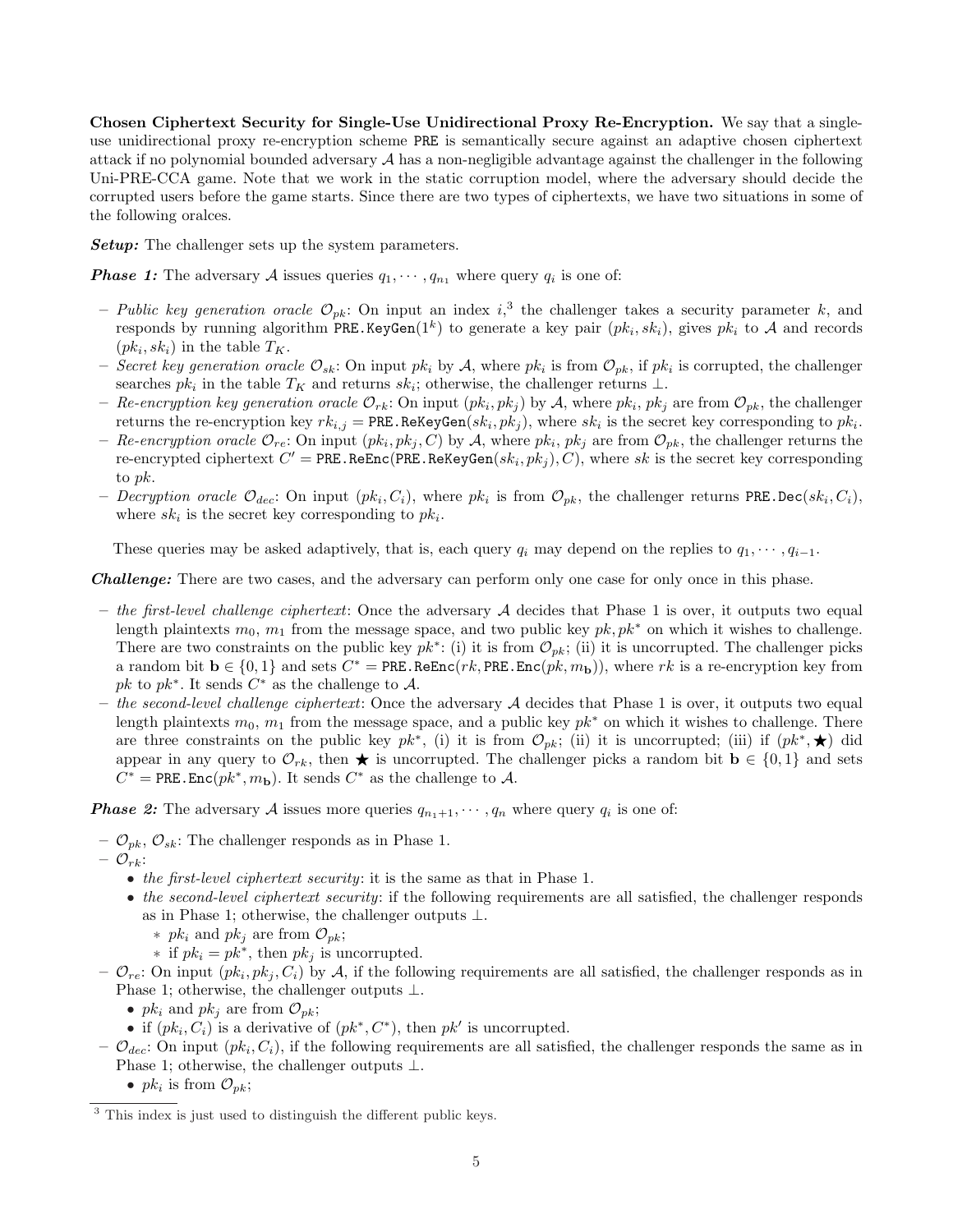**Chosen Ciphertext Security for Single-Use Unidirectional Proxy Re-Encryption.** We say that a single-use unidirectional proxy re-encryption scheme PRE is semantically secure against an adaptive chosen ciphertext attack if no polynomial bounded adversary $\mathcal{A}$ has a non-negligible advantage against the challenger in the following Uni-PRE-CCA game. Note that we work in the static corruption model, where the adversary should decide the corrupted users before the game starts. Since there are two types of ciphertexts, we have two situations in some of the following oralces.

***Setup:*** The challenger sets up the system parameters.

***Phase 1:*** The adversary $\mathcal{A}$ issues queries $q_1, \cdots, q_{n_1}$ where query $q_i$ is one of:

- *Public key generation oracle* $\mathcal{O}_{pk}$: On input an index $i$,[3] the challenger takes a security parameter $k$, and responds by running algorithm $\texttt{PRE.KeyGen}(1^k)$ to generate a key pair $(pk_i, sk_i)$, gives $pk_i$ to $\mathcal{A}$ and records $(pk_i, sk_i)$ in the table $T_K$.
- *Secret key generation oracle* $\mathcal{O}_{sk}$: On input $pk_i$ by $\mathcal{A}$, where $pk_i$ is from $\mathcal{O}_{pk}$, if $pk_i$ is corrupted, the challenger searches $pk_i$ in the table $T_K$ and returns $sk_i$; otherwise, the challenger returns $\perp$.
- *Re-encryption key generation oracle* $\mathcal{O}_{rk}$: On input $(pk_i, pk_j)$ by $\mathcal{A}$, where $pk_i$, $pk_j$ are from $\mathcal{O}_{pk}$, the challenger returns the re-encryption key $rk_{i,j} = \texttt{PRE.ReKeyGen}(sk_i, pk_j)$, where $sk_i$ is the secret key corresponding to $pk_i$.
- *Re-encryption oracle* $\mathcal{O}_{re}$: On input $(pk_i, pk_j, C)$ by $\mathcal{A}$, where $pk_i$, $pk_j$ are from $\mathcal{O}_{pk}$, the challenger returns the re-encrypted ciphertext $C' = \texttt{PRE.ReEnc}(\texttt{PRE.ReKeyGen}(sk_i, pk_j), C)$, where $sk$ is the secret key corresponding to $pk$.
- *Decryption oracle* $\mathcal{O}_{dec}$: On input $(pk_i, C_i)$, where $pk_i$ is from $\mathcal{O}_{pk}$, the challenger returns $\texttt{PRE.Dec}(sk_i, C_i)$, where $sk_i$ is the secret key corresponding to $pk_i$.

These queries may be asked adaptively, that is, each query $q_i$ may depend on the replies to $q_1, \cdots, q_{i-1}$.

***Challenge:*** There are two cases, and the adversary can perform only one case for only once in this phase.

- *the first-level challenge ciphertext*: Once the adversary $\mathcal{A}$ decides that Phase 1 is over, it outputs two equal length plaintexts $m_0$, $m_1$ from the message space, and two public key $pk, pk^*$ on which it wishes to challenge. There are two constraints on the public key $pk^*$: (i) it is from $\mathcal{O}_{pk}$; (ii) it is uncorrupted. The challenger picks a random bit $\mathbf{b} \in \{0,1\}$ and sets $C^* = \texttt{PRE.ReEnc}(rk, \texttt{PRE.Enc}(pk, m_{\mathbf{b}}))$, where $rk$ is a re-encryption key from $pk$ to $pk^*$. It sends $C^*$ as the challenge to $\mathcal{A}$.
- *the second-level challenge ciphertext*: Once the adversary $\mathcal{A}$ decides that Phase 1 is over, it outputs two equal length plaintexts $m_0$, $m_1$ from the message space, and a public key $pk^*$ on which it wishes to challenge. There are three constraints on the public key $pk^*$, (i) it is from $\mathcal{O}_{pk}$; (ii) it is uncorrupted; (iii) if $(pk^*, \bigstar)$ did appear in any query to $\mathcal{O}_{rk}$, then $\bigstar$ is uncorrupted. The challenger picks a random bit $\mathbf{b} \in \{0,1\}$ and sets $C^* = \texttt{PRE.Enc}(pk^*, m_{\mathbf{b}})$. It sends $C^*$ as the challenge to $\mathcal{A}$.

***Phase 2:*** The adversary $\mathcal{A}$ issues more queries $q_{n_1+1}, \cdots, q_n$ where query $q_i$ is one of:

- $\mathcal{O}_{pk}$, $\mathcal{O}_{sk}$: The challenger responds as in Phase 1.
- $\mathcal{O}_{rk}$:
  - *the first-level ciphertext security*: it is the same as that in Phase 1.
  - *the second-level ciphertext security*: if the following requirements are all satisfied, the challenger responds as in Phase 1; otherwise, the challenger outputs $\perp$.
    - $pk_i$ and $pk_j$ are from $\mathcal{O}_{pk}$;
    - if $pk_i = pk^*$, then $pk_j$ is uncorrupted.
- $\mathcal{O}_{re}$: On input $(pk_i, pk_j, C_i)$ by $\mathcal{A}$, if the following requirements are all satisfied, the challenger responds as in Phase 1; otherwise, the challenger outputs $\perp$.
  - $pk_i$ and $pk_j$ are from $\mathcal{O}_{pk}$;
  - if $(pk_i, C_i)$ is a derivative of $(pk^*, C^*)$, then $pk'$ is uncorrupted.
- $\mathcal{O}_{dec}$: On input $(pk_i, C_i)$, if the following requirements are all satisfied, the challenger responds the same as in Phase 1; otherwise, the challenger outputs $\perp$.
  - $pk_i$ is from $\mathcal{O}_{pk}$;

[3] This index is just used to distinguish the different public keys.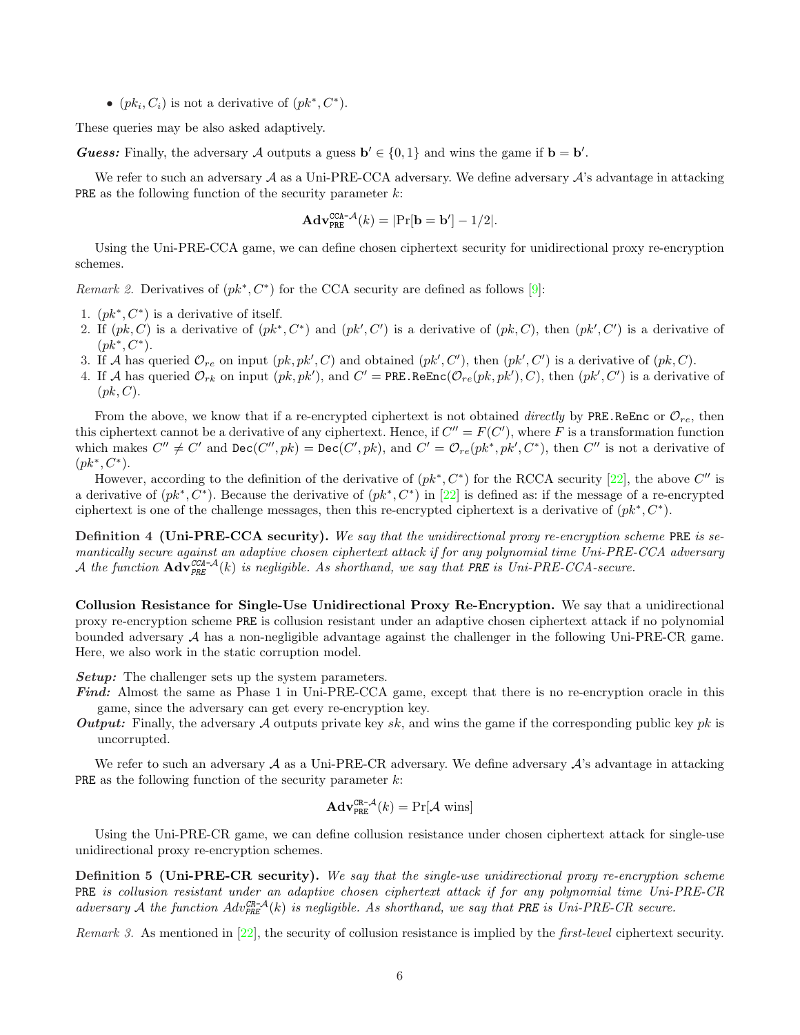- $(pk_i, C_i)$ is not a derivative of $(pk^*, C^*)$.

These queries may be also asked adaptively.

***Guess:*** Finally, the adversary $\mathcal{A}$ outputs a guess $\mathbf{b}' \in \{0, 1\}$ and wins the game if $\mathbf{b} = \mathbf{b}'$.

We refer to such an adversary $\mathcal{A}$ as a Uni-PRE-CCA adversary. We define adversary $\mathcal{A}$'s advantage in attacking PRE as the following function of the security parameter $k$:

$$\mathbf{Adv}_{\texttt{PRE}}^{\texttt{CCA-}\mathcal{A}}(k) = |\Pr[\mathbf{b} = \mathbf{b}'] - 1/2|.$$

Using the Uni-PRE-CCA game, we can define chosen ciphertext security for unidirectional proxy re-encryption schemes.

*Remark 2.* Derivatives of $(pk^*, C^*)$ for the CCA security are defined as follows [9]:

1. $(pk^*, C^*)$ is a derivative of itself.
2. If $(pk, C)$ is a derivative of $(pk^*, C^*)$ and $(pk', C')$ is a derivative of $(pk, C)$, then $(pk', C')$ is a derivative of $(pk^*, C^*)$.
3. If $\mathcal{A}$ has queried $\mathcal{O}_{re}$ on input $(pk, pk', C)$ and obtained $(pk', C')$, then $(pk', C')$ is a derivative of $(pk, C)$.
4. If $\mathcal{A}$ has queried $\mathcal{O}_{rk}$ on input $(pk, pk')$, and $C' = \texttt{PRE.ReEnc}(\mathcal{O}_{re}(pk, pk'), C)$, then $(pk', C')$ is a derivative of $(pk, C)$.

From the above, we know that if a re-encrypted ciphertext is not obtained *directly* by PRE.ReEnc or $\mathcal{O}_{re}$, then this ciphertext cannot be a derivative of any ciphertext. Hence, if $C'' = F(C')$, where $F$ is a transformation function which makes $C'' \neq C'$ and $\texttt{Dec}(C'', pk) = \texttt{Dec}(C', pk)$, and $C' = \mathcal{O}_{re}(pk^*, pk', C^*)$, then $C''$ is not a derivative of $(pk^*, C^*)$.

However, according to the definition of the derivative of $(pk^*, C^*)$ for the RCCA security [22], the above $C''$ is a derivative of $(pk^*, C^*)$. Because the derivative of $(pk^*, C^*)$ in [22] is defined as: if the message of a re-encrypted ciphertext is one of the challenge messages, then this re-encrypted ciphertext is a derivative of $(pk^*, C^*)$.

**Definition 4 (Uni-PRE-CCA security).** *We say that the unidirectional proxy re-encryption scheme* PRE *is semantically secure against an adaptive chosen ciphertext attack if for any polynomial time Uni-PRE-CCA adversary $\mathcal{A}$ the function $\mathbf{Adv}_{PRE}^{CCA\text{-}\mathcal{A}}(k)$ is negligible. As shorthand, we say that PRE is Uni-PRE-CCA-secure.*

**Collusion Resistance for Single-Use Unidirectional Proxy Re-Encryption.** We say that a unidirectional proxy re-encryption scheme PRE is collusion resistant under an adaptive chosen ciphertext attack if no polynomial bounded adversary $\mathcal{A}$ has a non-negligible advantage against the challenger in the following Uni-PRE-CR game. Here, we also work in the static corruption model.

***Setup:*** The challenger sets up the system parameters.

***Find:*** Almost the same as Phase 1 in Uni-PRE-CCA game, except that there is no re-encryption oracle in this game, since the adversary can get every re-encryption key.

***Output:*** Finally, the adversary $\mathcal{A}$ outputs private key $sk$, and wins the game if the corresponding public key $pk$ is uncorrupted.

We refer to such an adversary $\mathcal{A}$ as a Uni-PRE-CR adversary. We define adversary $\mathcal{A}$'s advantage in attacking PRE as the following function of the security parameter $k$:

$$\mathbf{Adv}_{\texttt{PRE}}^{\texttt{CR-}\mathcal{A}}(k) = \Pr[\mathcal{A} \text{ wins}]$$

Using the Uni-PRE-CR game, we can define collusion resistance under chosen ciphertext attack for single-use unidirectional proxy re-encryption schemes.

**Definition 5 (Uni-PRE-CR security).** *We say that the single-use unidirectional proxy re-encryption scheme* PRE *is collusion resistant under an adaptive chosen ciphertext attack if for any polynomial time Uni-PRE-CR adversary $\mathcal{A}$ the function $Adv_{PRE}^{CR\text{-}\mathcal{A}}(k)$ is negligible. As shorthand, we say that PRE is Uni-PRE-CR secure.*

*Remark 3.* As mentioned in [22], the security of collusion resistance is implied by the *first-level* ciphertext security.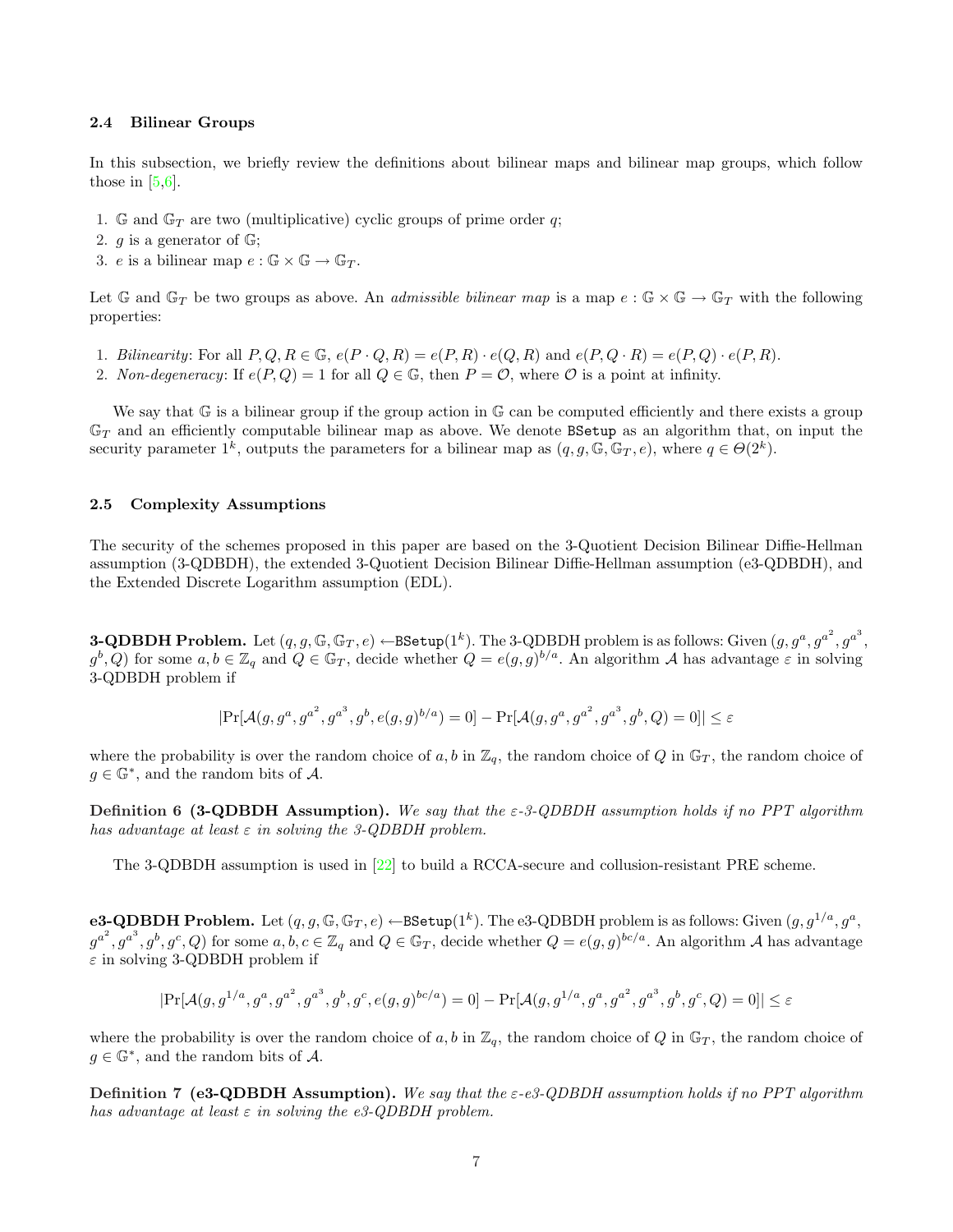### 2.4 Bilinear Groups

In this subsection, we briefly review the definitions about bilinear maps and bilinear map groups, which follow those in [5,6].

1. $\mathbb{G}$ and $\mathbb{G}_T$ are two (multiplicative) cyclic groups of prime order $q$;
2. $g$ is a generator of $\mathbb{G}$;
3. $e$ is a bilinear map $e : \mathbb{G} \times \mathbb{G} \rightarrow \mathbb{G}_T$.

Let $\mathbb{G}$ and $\mathbb{G}_T$ be two groups as above. An *admissible bilinear map* is a map $e : \mathbb{G} \times \mathbb{G} \rightarrow \mathbb{G}_T$ with the following properties:

1. *Bilinearity*: For all $P, Q, R \in \mathbb{G}$, $e(P \cdot Q, R) = e(P, R) \cdot e(Q, R)$ and $e(P, Q \cdot R) = e(P, Q) \cdot e(P, R)$.
2. *Non-degeneracy*: If $e(P, Q) = 1$ for all $Q \in \mathbb{G}$, then $P = \mathcal{O}$, where $\mathcal{O}$ is a point at infinity.

We say that $\mathbb{G}$ is a bilinear group if the group action in $\mathbb{G}$ can be computed efficiently and there exists a group $\mathbb{G}_T$ and an efficiently computable bilinear map as above. We denote `BSetup` as an algorithm that, on input the security parameter $1^k$, outputs the parameters for a bilinear map as $(q, g, \mathbb{G}, \mathbb{G}_T, e)$, where $q \in \Theta(2^k)$.

### 2.5 Complexity Assumptions

The security of the schemes proposed in this paper are based on the 3-Quotient Decision Bilinear Diffie-Hellman assumption (3-QDBDH), the extended 3-Quotient Decision Bilinear Diffie-Hellman assumption (e3-QDBDH), and the Extended Discrete Logarithm assumption (EDL).

**3-QDBDH Problem.** Let $(q, g, \mathbb{G}, \mathbb{G}_T, e) \leftarrow$`BSetup`$(1^k)$. The 3-QDBDH problem is as follows: Given $(g, g^a, g^{a^2}, g^{a^3}, g^b, Q)$ for some $a, b \in \mathbb{Z}_q$ and $Q \in \mathbb{G}_T$, decide whether $Q = e(g, g)^{b/a}$. An algorithm $\mathcal{A}$ has advantage $\varepsilon$ in solving 3-QDBDH problem if

$$|\Pr[\mathcal{A}(g, g^a, g^{a^2}, g^{a^3}, g^b, e(g, g)^{b/a}) = 0] - \Pr[\mathcal{A}(g, g^a, g^{a^2}, g^{a^3}, g^b, Q) = 0]| \leq \varepsilon$$

where the probability is over the random choice of $a, b$ in $\mathbb{Z}_q$, the random choice of $Q$ in $\mathbb{G}_T$, the random choice of $g \in \mathbb{G}^*$, and the random bits of $\mathcal{A}$.

**Definition 6 (3-QDBDH Assumption).** *We say that the $\varepsilon$-3-QDBDH assumption holds if no PPT algorithm has advantage at least $\varepsilon$ in solving the 3-QDBDH problem.*

The 3-QDBDH assumption is used in [22] to build a RCCA-secure and collusion-resistant PRE scheme.

**e3-QDBDH Problem.** Let $(q, g, \mathbb{G}, \mathbb{G}_T, e) \leftarrow$`BSetup`$(1^k)$. The e3-QDBDH problem is as follows: Given $(g, g^{1/a}, g^a, g^{a^2}, g^{a^3}, g^b, g^c, Q)$ for some $a, b, c \in \mathbb{Z}_q$ and $Q \in \mathbb{G}_T$, decide whether $Q = e(g, g)^{bc/a}$. An algorithm $\mathcal{A}$ has advantage $\varepsilon$ in solving 3-QDBDH problem if

$$|\Pr[\mathcal{A}(g, g^{1/a}, g^a, g^{a^2}, g^{a^3}, g^b, g^c, e(g, g)^{bc/a}) = 0] - \Pr[\mathcal{A}(g, g^{1/a}, g^a, g^{a^2}, g^{a^3}, g^b, g^c, Q) = 0]| \leq \varepsilon$$

where the probability is over the random choice of $a, b$ in $\mathbb{Z}_q$, the random choice of $Q$ in $\mathbb{G}_T$, the random choice of $g \in \mathbb{G}^*$, and the random bits of $\mathcal{A}$.

**Definition 7 (e3-QDBDH Assumption).** *We say that the $\varepsilon$-e3-QDBDH assumption holds if no PPT algorithm has advantage at least $\varepsilon$ in solving the e3-QDBDH problem.*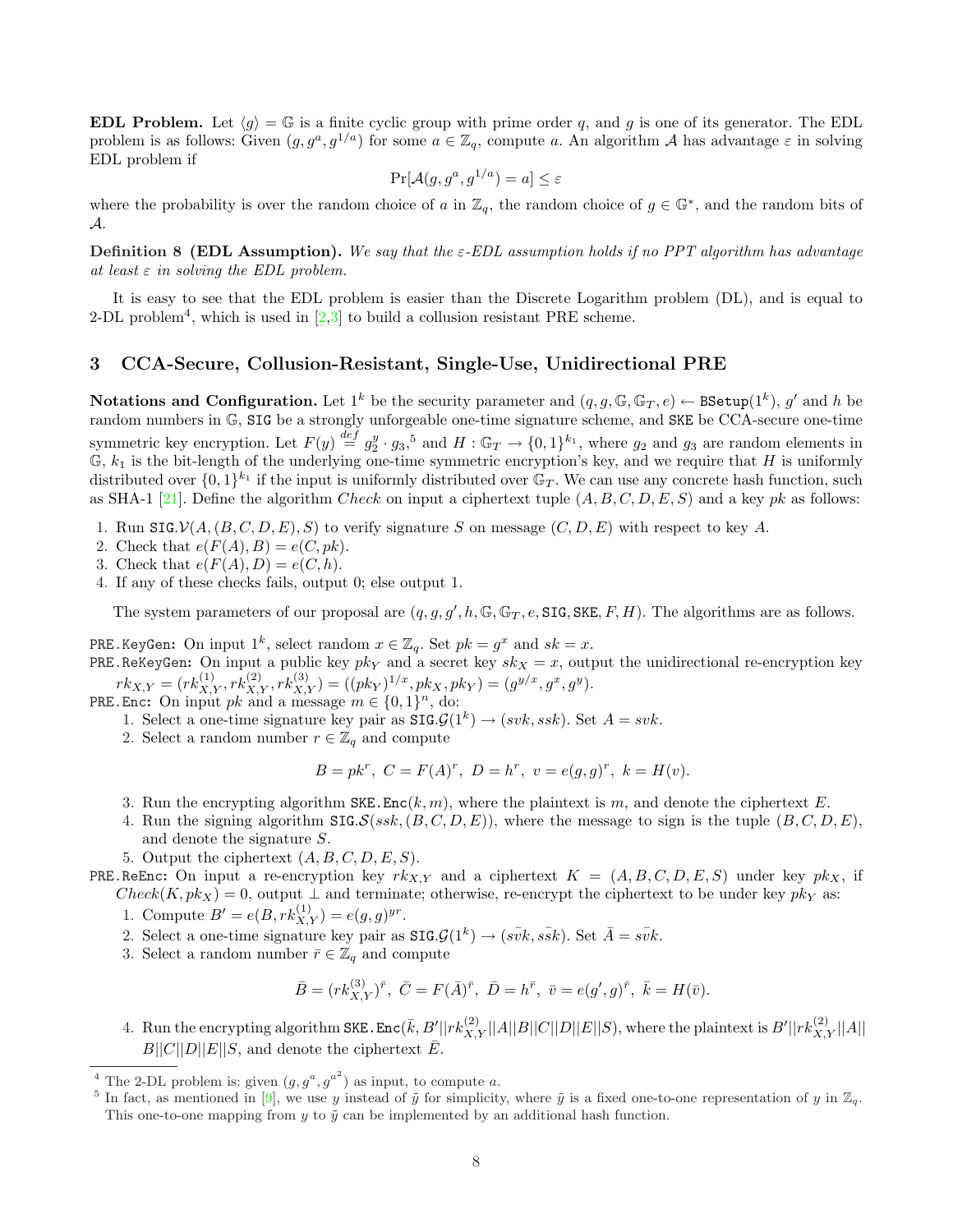**EDL Problem.** Let $\langle g \rangle = \mathbb{G}$ is a finite cyclic group with prime order $q$, and $g$ is one of its generator. The EDL problem is as follows: Given $(g, g^a, g^{1/a})$ for some $a \in \mathbb{Z}_q$, compute $a$. An algorithm $\mathcal{A}$ has advantage $\varepsilon$ in solving EDL problem if

$$\Pr[\mathcal{A}(g, g^a, g^{1/a}) = a] \leq \varepsilon$$

where the probability is over the random choice of $a$ in $\mathbb{Z}_q$, the random choice of $g \in \mathbb{G}^*$, and the random bits of $\mathcal{A}$.

**Definition 8 (EDL Assumption).** *We say that the $\varepsilon$-EDL assumption holds if no PPT algorithm has advantage at least $\varepsilon$ in solving the EDL problem.*

It is easy to see that the EDL problem is easier than the Discrete Logarithm problem (DL), and is equal to 2-DL problem[4], which is used in [2,3] to build a collusion resistant PRE scheme.

## 3 CCA-Secure, Collusion-Resistant, Single-Use, Unidirectional PRE

**Notations and Configuration.** Let $1^k$ be the security parameter and $(q, g, \mathbb{G}, \mathbb{G}_T, e) \leftarrow \texttt{BSetup}(1^k)$, $g'$ and $h$ be random numbers in $\mathbb{G}$, SIG be a strongly unforgeable one-time signature scheme, and SKE be CCA-secure one-time symmetric key encryption. Let $F(y) \overset{def}{=} g_2^y \cdot g_3$,[5] and $H : \mathbb{G}_T \rightarrow \{0,1\}^{k_1}$, where $g_2$ and $g_3$ are random elements in $\mathbb{G}$, $k_1$ is the bit-length of the underlying one-time symmetric encryption's key, and we require that $H$ is uniformly distributed over $\{0,1\}^{k_1}$ if the input is uniformly distributed over $\mathbb{G}_T$. We can use any concrete hash function, such as SHA-1 [21]. Define the algorithm *Check* on input a ciphertext tuple $(A, B, C, D, E, S)$ and a key $pk$ as follows:

1. Run $\texttt{SIG}.\mathcal{V}(A, (B, C, D, E), S)$ to verify signature $S$ on message $(C, D, E)$ with respect to key $A$.
2. Check that $e(F(A), B) = e(C, pk)$.
3. Check that $e(F(A), D) = e(C, h)$.
4. If any of these checks fails, output 0; else output 1.

The system parameters of our proposal are $(q, g, g', h, \mathbb{G}, \mathbb{G}_T, e, \texttt{SIG}, \texttt{SKE}, F, H)$. The algorithms are as follows.

PRE.KeyGen: On input $1^k$, select random $x \in \mathbb{Z}_q$. Set $pk = g^x$ and $sk = x$.

PRE.ReKeyGen: On input a public key $pk_Y$ and a secret key $sk_X = x$, output the unidirectional re-encryption key $rk_{X,Y} = (rk^{(1)}_{X,Y}, rk^{(2)}_{X,Y}, rk^{(3)}_{X,Y}) = ((pk_Y)^{1/x}, pk_X, pk_Y) = (g^{y/x}, g^x, g^y)$.

PRE.Enc: On input $pk$ and a message $m \in \{0,1\}^n$, do:

1. Select a one-time signature key pair as $\texttt{SIG}.\mathcal{G}(1^k) \rightarrow (svk, ssk)$. Set $A = svk$.
2. Select a random number $r \in \mathbb{Z}_q$ and compute
$$B = pk^r,\ C = F(A)^r,\ D = h^r,\ v = e(g, g)^r,\ k = H(v).$$
3. Run the encrypting algorithm $\texttt{SKE.Enc}(k, m)$, where the plaintext is $m$, and denote the ciphertext $E$.
4. Run the signing algorithm $\texttt{SIG}.\mathcal{S}(ssk, (B, C, D, E))$, where the message to sign is the tuple $(B, C, D, E)$, and denote the signature $S$.
5. Output the ciphertext $(A, B, C, D, E, S)$.

PRE.ReEnc: On input a re-encryption key $rk_{X,Y}$ and a ciphertext $K = (A, B, C, D, E, S)$ under key $pk_X$, if $Check(K, pk_X) = 0$, output $\perp$ and terminate; otherwise, re-encrypt the ciphertext to be under key $pk_Y$ as:

1. Compute $B' = e(B, rk^{(1)}_{X,Y}) = e(g, g)^{yr}$.
2. Select a one-time signature key pair as $\texttt{SIG}.\mathcal{G}(1^k) \rightarrow (\bar{svk}, \bar{ssk})$. Set $\bar{A} = \bar{svk}$.
3. Select a random number $\bar{r} \in \mathbb{Z}_q$ and compute
$$\bar{B} = (rk^{(3)}_{X,Y})^{\bar{r}},\ \bar{C} = F(\bar{A})^{\bar{r}},\ \bar{D} = h^{\bar{r}},\ \bar{v} = e(g', g)^{\bar{r}},\ \bar{k} = H(\bar{v}).$$
4. Run the encrypting algorithm $\texttt{SKE.Enc}(\bar{k}, B'||rk^{(2)}_{X,Y}||A||B||C||D||E||S)$, where the plaintext is $B'||rk^{(2)}_{X,Y}||A||B||C||D||E||S$, and denote the ciphertext $\bar{E}$.

---

[4] The 2-DL problem is: given $(g, g^a, g^{a^2})$ as input, to compute $a$.

[5] In fact, as mentioned in [9], we use $y$ instead of $\tilde{y}$ for simplicity, where $\tilde{y}$ is a fixed one-to-one representation of $y$ in $\mathbb{Z}_q$. This one-to-one mapping from $y$ to $\tilde{y}$ can be implemented by an additional hash function.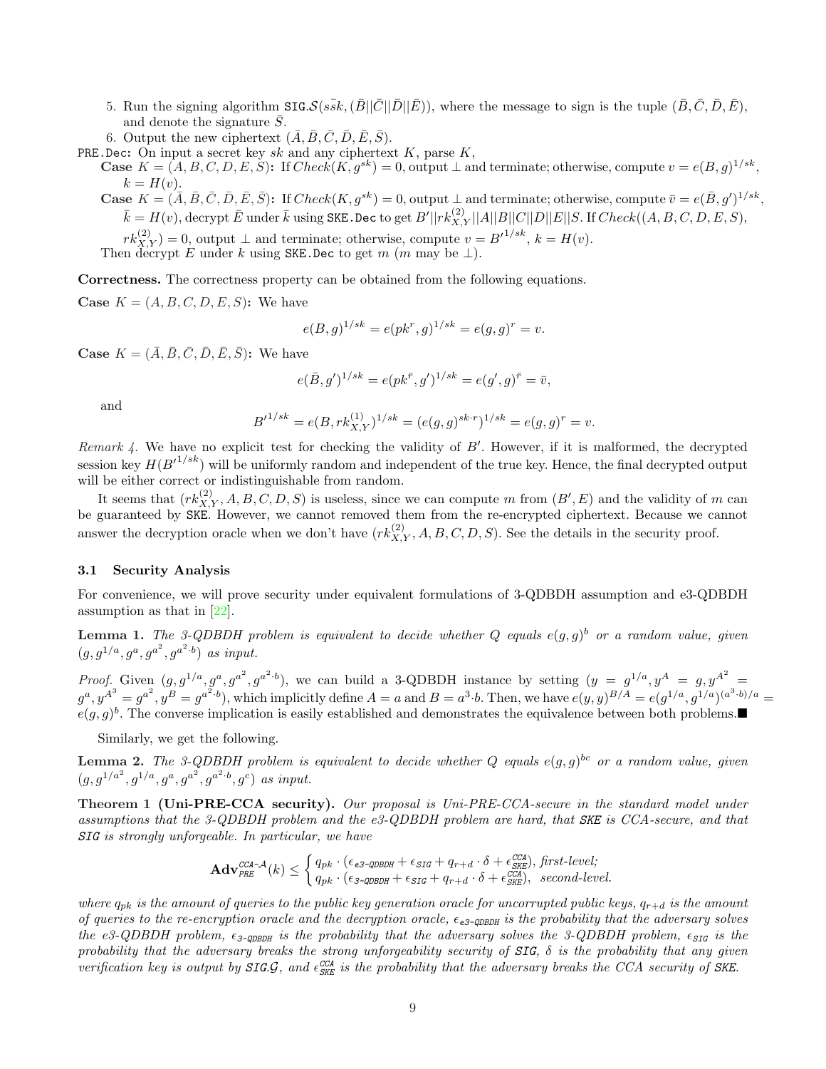5. Run the signing algorithm $\texttt{SIG}.\mathcal{S}(\bar{ssk}, (\bar{B}||\bar{C}||\bar{D}||\bar{E}))$, where the message to sign is the tuple $(\bar{B}, \bar{C}, \bar{D}, \bar{E})$, and denote the signature $\bar{S}$.
6. Output the new ciphertext $(\bar{A}, \bar{B}, \bar{C}, \bar{D}, \bar{E}, \bar{S})$.

$\texttt{PRE.Dec}$**:** On input a secret key $sk$ and any ciphertext $K$, parse $K$,

**Case** $K = (A, B, C, D, E, S)$**:** If $Check(K, g^{sk}) = 0$, output $\perp$ and terminate; otherwise, compute $v = e(B, g)^{1/sk}$, $k = H(v)$.

**Case** $K = (\bar{A}, \bar{B}, \bar{C}, \bar{D}, \bar{E}, \bar{S})$**:** If $Check(K, g^{sk}) = 0$, output $\perp$ and terminate; otherwise, compute $\bar{v} = e(\bar{B}, g')^{1/sk}$, $\bar{k} = H(v)$, decrypt $\bar{E}$ under $\bar{k}$ using $\texttt{SKE.Dec}$ to get $B'||rk^{(2)}_{X,Y}||A||B||C||D||E||S$. If $Check((A, B, C, D, E, S), rk^{(2)}_{X,Y}) = 0$, output $\perp$ and terminate; otherwise, compute $v = B'^{1/sk}$, $k = H(v)$.

Then decrypt $E$ under $k$ using $\texttt{SKE.Dec}$ to get $m$ ($m$ may be $\perp$).

**Correctness.** The correctness property can be obtained from the following equations.

**Case** $K = (A, B, C, D, E, S)$**:** We have

$$e(B, g)^{1/sk} = e(pk^r, g)^{1/sk} = e(g, g)^r = v.$$

**Case** $K = (\bar{A}, \bar{B}, \bar{C}, \bar{D}, \bar{E}, \bar{S})$**:** We have

$$e(\bar{B}, g')^{1/sk} = e(pk^{\bar{r}}, g')^{1/sk} = e(g', g)^{\bar{r}} = \bar{v},$$

and

$$B'^{1/sk} = e(B, rk^{(1)}_{X,Y})^{1/sk} = (e(g, g)^{sk \cdot r})^{1/sk} = e(g, g)^r = v.$$

*Remark 4.* We have no explicit test for checking the validity of $B'$. However, if it is malformed, the decrypted session key $H({B'}^{1/sk})$ will be uniformly random and independent of the true key. Hence, the final decrypted output will be either correct or indistinguishable from random.

It seems that $(rk^{(2)}_{X,Y}, A, B, C, D, S)$ is useless, since we can compute $m$ from $(B', E)$ and the validity of $m$ can be guaranteed by $\texttt{SKE}$. However, we cannot removed them from the re-encrypted ciphertext. Because we cannot answer the decryption oracle when we don't have $(rk^{(2)}_{X,Y}, A, B, C, D, S)$. See the details in the security proof.

### 3.1 Security Analysis

For convenience, we will prove security under equivalent formulations of 3-QDBDH assumption and e3-QDBDH assumption as that in [22].

**Lemma 1.** *The 3-QDBDH problem is equivalent to decide whether $Q$ equals $e(g, g)^b$ or a random value, given $(g, g^{1/a}, g^a, g^{a^2}, g^{a^2 \cdot b})$ as input.*

*Proof.* Given $(g, g^{1/a}, g^a, g^{a^2}, g^{a^2 \cdot b})$, we can build a 3-QDBDH instance by setting $(y = g^{1/a}, y^A = g, y^{A^2} = g^a, y^{A^3} = g^{a^2}, y^B = g^{a^2 \cdot b})$, which implicitly define $A = a$ and $B = a^3 \cdot b$. Then, we have $e(y, y)^{B/A} = e(g^{1/a}, g^{1/a})^{(a^3 \cdot b)/a} = e(g, g)^b$. The converse implication is easily established and demonstrates the equivalence between both problems.■

Similarly, we get the following.

**Lemma 2.** *The 3-QDBDH problem is equivalent to decide whether $Q$ equals $e(g, g)^{bc}$ or a random value, given $(g, g^{1/a^2}, g^{1/a}, g^a, g^{a^2}, g^{a^2 \cdot b}, g^c)$ as input.*

**Theorem 1 (Uni-PRE-CCA security).** *Our proposal is Uni-PRE-CCA-secure in the standard model under assumptions that the 3-QDBDH problem and the e3-QDBDH problem are hard, that SKE is CCA-secure, and that SIG is strongly unforgeable. In particular, we have*

$$\mathbf{Adv}^{CCA\text{-}\mathcal{A}}_{PRE}(k) \leq \begin{cases} q_{pk} \cdot (\epsilon_{e3\text{-}QDBDH} + \epsilon_{SIG} + q_{r+d} \cdot \delta + \epsilon^{CCA}_{SKE}), \text{ first-level;} \\ q_{pk} \cdot (\epsilon_{3\text{-}QDBDH} + \epsilon_{SIG} + q_{r+d} \cdot \delta + \epsilon^{CCA}_{SKE}), \text{ second-level.} \end{cases}$$

*where $q_{pk}$ is the amount of queries to the public key generation oracle for uncorrupted public keys, $q_{r+d}$ is the amount of queries to the re-encryption oracle and the decryption oracle, $\epsilon_{e3\text{-}QDBDH}$ is the probability that the adversary solves the e3-QDBDH problem, $\epsilon_{3\text{-}QDBDH}$ is the probability that the adversary solves the 3-QDBDH problem, $\epsilon_{SIG}$ is the probability that the adversary breaks the strong unforgeability security of SIG, $\delta$ is the probability that any given verification key is output by SIG.$\mathcal{G}$, and $\epsilon^{CCA}_{SKE}$ is the probability that the adversary breaks the CCA security of SKE.*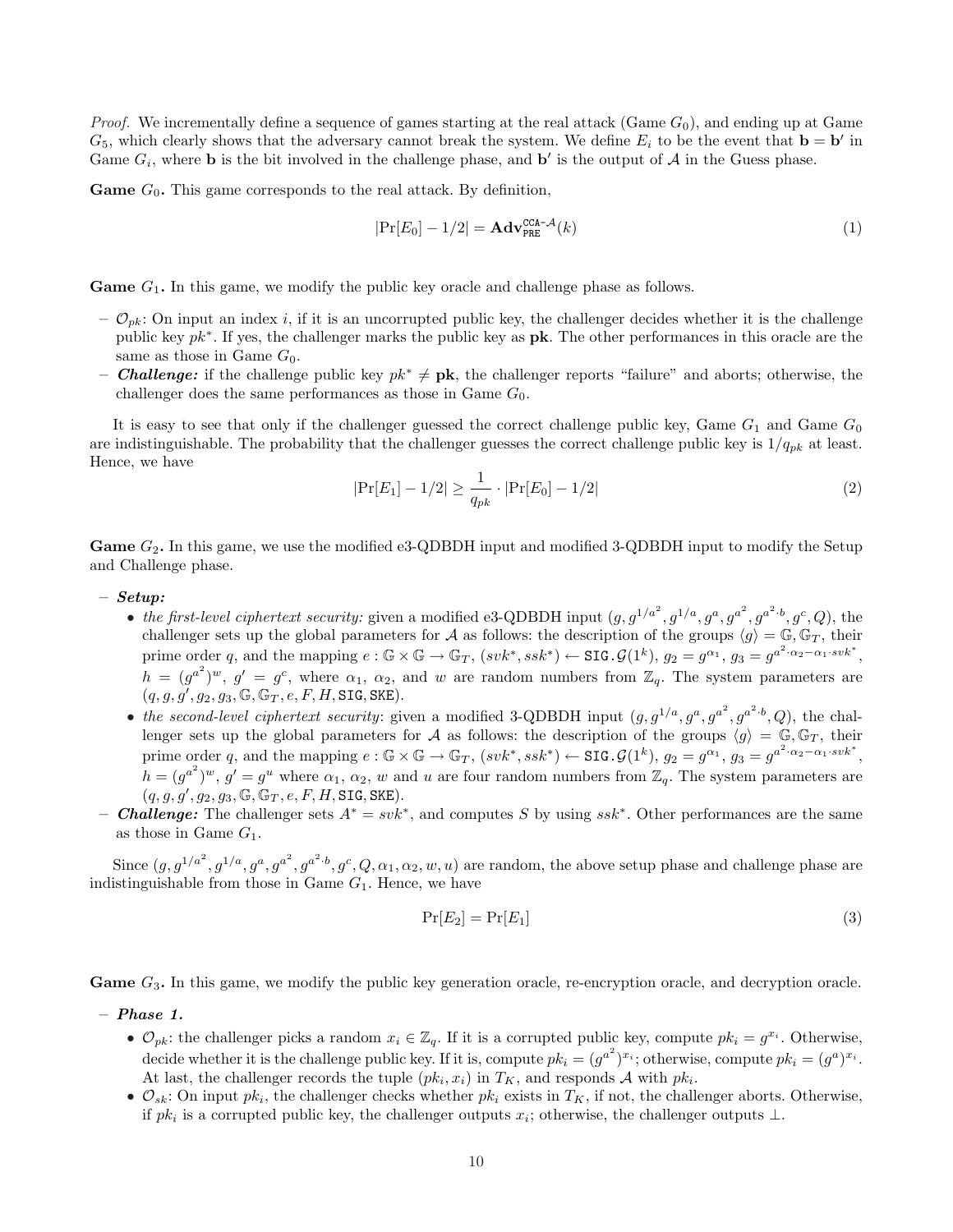*Proof.* We incrementally define a sequence of games starting at the real attack (Game $G_0$), and ending up at Game $G_5$, which clearly shows that the adversary cannot break the system. We define $E_i$ to be the event that $\mathbf{b} = \mathbf{b}'$ in Game $G_i$, where $\mathbf{b}$ is the bit involved in the challenge phase, and $\mathbf{b}'$ is the output of $\mathcal{A}$ in the Guess phase.

**Game $G_0$.** This game corresponds to the real attack. By definition,

$$|\Pr[E_0] - 1/2| = \mathbf{Adv}_{\mathtt{PRE}}^{\mathtt{CCA}\text{-}\mathcal{A}}(k) \tag{1}$$

**Game $G_1$.** In this game, we modify the public key oracle and challenge phase as follows.

- $\mathcal{O}_{pk}$: On input an index $i$, if it is an uncorrupted public key, the challenger decides whether it is the challenge public key $pk^*$. If yes, the challenger marks the public key as $\mathbf{pk}$. The other performances in this oracle are the same as those in Game $G_0$.
- ***Challenge:*** if the challenge public key $pk^* \neq \mathbf{pk}$, the challenger reports "failure" and aborts; otherwise, the challenger does the same performances as those in Game $G_0$.

It is easy to see that only if the challenger guessed the correct challenge public key, Game $G_1$ and Game $G_0$ are indistinguishable. The probability that the challenger guesses the correct challenge public key is $1/q_{pk}$ at least. Hence, we have

$$|\Pr[E_1] - 1/2| \geq \frac{1}{q_{pk}} \cdot |\Pr[E_0] - 1/2| \tag{2}$$

**Game $G_2$.** In this game, we use the modified e3-QDBDH input and modified 3-QDBDH input to modify the Setup and Challenge phase.

- ***Setup:***
  - *the first-level ciphertext security:* given a modified e3-QDBDH input $(g, g^{1/a^2}, g^{1/a}, g^a, g^{a^2}, g^{a^2 \cdot b}, g^c, Q)$, the challenger sets up the global parameters for $\mathcal{A}$ as follows: the description of the groups $\langle g \rangle = \mathbb{G}, \mathbb{G}_T$, their prime order $q$, and the mapping $e : \mathbb{G} \times \mathbb{G} \rightarrow \mathbb{G}_T$, $(svk^*, ssk^*) \leftarrow \mathtt{SIG}.\mathcal{G}(1^k)$, $g_2 = g^{\alpha_1}$, $g_3 = g^{a^2 \cdot \alpha_2 - \alpha_1 \cdot svk^*}$, $h = (g^{a^2})^w$, $g' = g^c$, where $\alpha_1$, $\alpha_2$, and $w$ are random numbers from $\mathbb{Z}_q$. The system parameters are $(q, g, g', g_2, g_3, \mathbb{G}, \mathbb{G}_T, e, F, H, \mathtt{SIG}, \mathtt{SKE})$.
  - *the second-level ciphertext security*: given a modified 3-QDBDH input $(g, g^{1/a}, g^a, g^{a^2}, g^{a^2 \cdot b}, Q)$, the challenger sets up the global parameters for $\mathcal{A}$ as follows: the description of the groups $\langle g \rangle = \mathbb{G}, \mathbb{G}_T$, their prime order $q$, and the mapping $e : \mathbb{G} \times \mathbb{G} \rightarrow \mathbb{G}_T$, $(svk^*, ssk^*) \leftarrow \mathtt{SIG}.\mathcal{G}(1^k)$, $g_2 = g^{\alpha_1}$, $g_3 = g^{a^2 \cdot \alpha_2 - \alpha_1 \cdot svk^*}$, $h = (g^{a^2})^w$, $g' = g^u$ where $\alpha_1$, $\alpha_2$, $w$ and $u$ are four random numbers from $\mathbb{Z}_q$. The system parameters are $(q, g, g', g_2, g_3, \mathbb{G}, \mathbb{G}_T, e, F, H, \mathtt{SIG}, \mathtt{SKE})$.
- ***Challenge:*** The challenger sets $A^* = svk^*$, and computes $S$ by using $ssk^*$. Other performances are the same as those in Game $G_1$.

Since $(g, g^{1/a^2}, g^{1/a}, g^a, g^{a^2}, g^{a^2 \cdot b}, g^c, Q, \alpha_1, \alpha_2, w, u)$ are random, the above setup phase and challenge phase are indistinguishable from those in Game $G_1$. Hence, we have

$$\Pr[E_2] = \Pr[E_1] \tag{3}$$

**Game $G_3$.** In this game, we modify the public key generation oracle, re-encryption oracle, and decryption oracle.

- ***Phase 1.***
  - $\mathcal{O}_{pk}$: the challenger picks a random $x_i \in \mathbb{Z}_q$. If it is a corrupted public key, compute $pk_i = g^{x_i}$. Otherwise, decide whether it is the challenge public key. If it is, compute $pk_i = (g^{a^2})^{x_i}$; otherwise, compute $pk_i = (g^a)^{x_i}$. At last, the challenger records the tuple $(pk_i, x_i)$ in $T_K$, and responds $\mathcal{A}$ with $pk_i$.
  - $\mathcal{O}_{sk}$: On input $pk_i$, the challenger checks whether $pk_i$ exists in $T_K$, if not, the challenger aborts. Otherwise, if $pk_i$ is a corrupted public key, the challenger outputs $x_i$; otherwise, the challenger outputs $\perp$.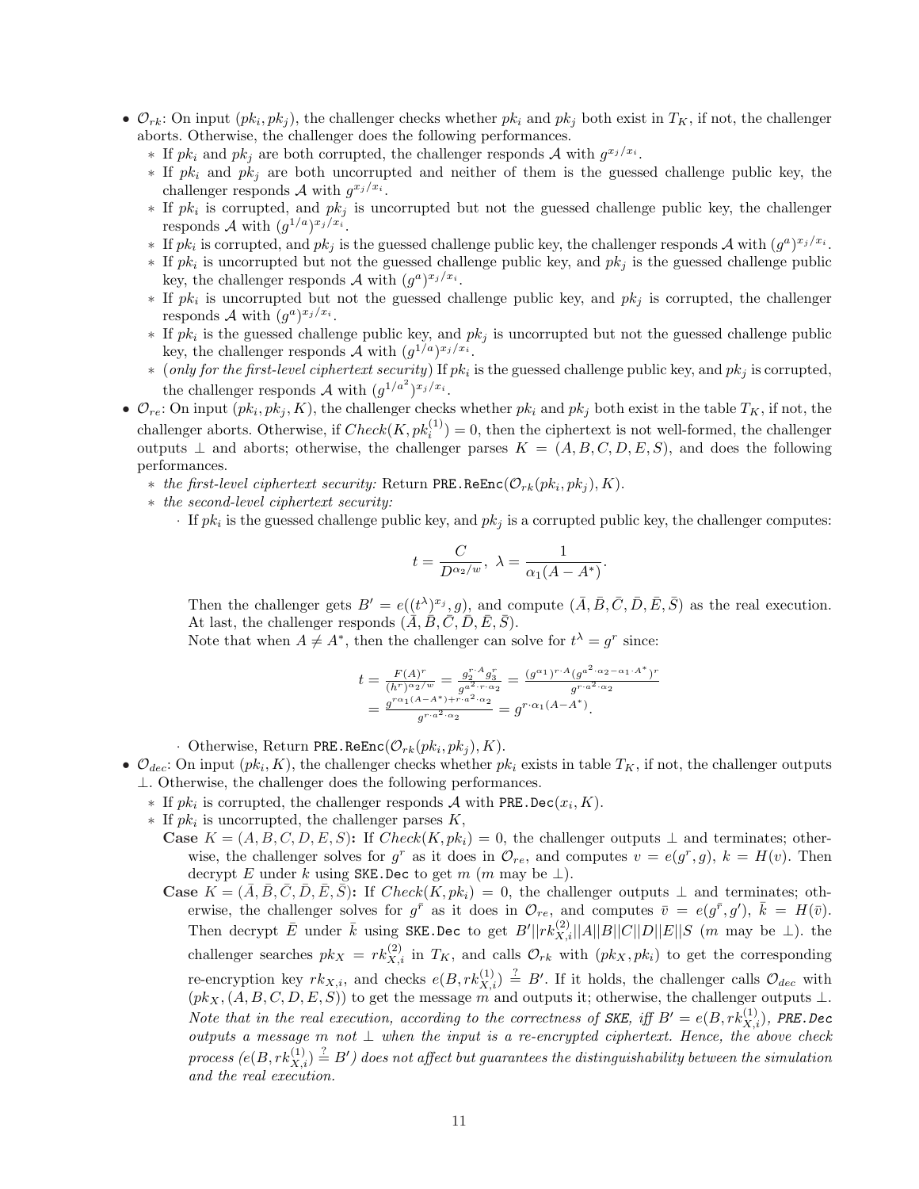- $\mathcal{O}_{rk}$: On input $(pk_i, pk_j)$, the challenger checks whether $pk_i$ and $pk_j$ both exist in $T_K$, if not, the challenger aborts. Otherwise, the challenger does the following performances.
  - If $pk_i$ and $pk_j$ are both corrupted, the challenger responds $\mathcal{A}$ with $g^{x_j/x_i}$.
  - If $pk_i$ and $pk_j$ are both uncorrupted and neither of them is the guessed challenge public key, the challenger responds $\mathcal{A}$ with $g^{x_j/x_i}$.
  - If $pk_i$ is corrupted, and $pk_j$ is uncorrupted but not the guessed challenge public key, the challenger responds $\mathcal{A}$ with $(g^{1/a})^{x_j/x_i}$.
  - If $pk_i$ is corrupted, and $pk_j$ is the guessed challenge public key, the challenger responds $\mathcal{A}$ with $(g^a)^{x_j/x_i}$.
  - If $pk_i$ is uncorrupted but not the guessed challenge public key, and $pk_j$ is the guessed challenge public key, the challenger responds $\mathcal{A}$ with $(g^a)^{x_j/x_i}$.
  - If $pk_i$ is uncorrupted but not the guessed challenge public key, and $pk_j$ is corrupted, the challenger responds $\mathcal{A}$ with $(g^a)^{x_j/x_i}$.
  - If $pk_i$ is the guessed challenge public key, and $pk_j$ is uncorrupted but not the guessed challenge public key, the challenger responds $\mathcal{A}$ with $(g^{1/a})^{x_j/x_i}$.
  - (*only for the first-level ciphertext security*) If $pk_i$ is the guessed challenge public key, and $pk_j$ is corrupted, the challenger responds $\mathcal{A}$ with $(g^{1/a^2})^{x_j/x_i}$.
- $\mathcal{O}_{re}$: On input $(pk_i, pk_j, K)$, the challenger checks whether $pk_i$ and $pk_j$ both exist in the table $T_K$, if not, the challenger aborts. Otherwise, if $Check(K, pk_i^{(1)}) = 0$, then the ciphertext is not well-formed, the challenger outputs $\perp$ and aborts; otherwise, the challenger parses $K = (A, B, C, D, E, S)$, and does the following performances.
  - *the first-level ciphertext security:* Return $\texttt{PRE.ReEnc}(\mathcal{O}_{rk}(pk_i, pk_j), K)$.
  - *the second-level ciphertext security:*
    - If $pk_i$ is the guessed challenge public key, and $pk_j$ is a corrupted public key, the challenger computes:

$$t = \frac{C}{D^{\alpha_2/w}},\ \lambda = \frac{1}{\alpha_1(A - A^*)}.$$

      Then the challenger gets $B' = e((t^\lambda)^{x_j}, g)$, and compute $(\bar{A}, \bar{B}, \bar{C}, \bar{D}, \bar{E}, \bar{S})$ as the real execution. At last, the challenger responds $(\bar{A}, \bar{B}, \bar{C}, \bar{D}, \bar{E}, \bar{S})$.
      Note that when $A \neq A^*$, then the challenger can solve for $t^\lambda = g^r$ since:

$$\begin{aligned} t &= \frac{F(A)^r}{(h^r)^{\alpha_2/w}} = \frac{g_2^{r\cdot A} g_3^r}{g^{a^2\cdot r\cdot\alpha_2}} = \frac{(g^{\alpha_1})^{r\cdot A}(g^{a^2\cdot\alpha_2-\alpha_1\cdot A^*})^r}{g^{r\cdot a^2\cdot\alpha_2}} \\ &= \frac{g^{r\alpha_1(A-A^*)+r\cdot a^2\cdot\alpha_2}}{g^{r\cdot a^2\cdot\alpha_2}} = g^{r\cdot\alpha_1(A-A^*)}. \end{aligned}$$

    - Otherwise, Return $\texttt{PRE.ReEnc}(\mathcal{O}_{rk}(pk_i, pk_j), K)$.
- $\mathcal{O}_{dec}$: On input $(pk_i, K)$, the challenger checks whether $pk_i$ exists in table $T_K$, if not, the challenger outputs $\perp$. Otherwise, the challenger does the following performances.
  - If $pk_i$ is corrupted, the challenger responds $\mathcal{A}$ with $\texttt{PRE.Dec}(x_i, K)$.
  - If $pk_i$ is uncorrupted, the challenger parses $K$,

    **Case** $K = (A, B, C, D, E, S)$**:** If $Check(K, pk_i) = 0$, the challenger outputs $\perp$ and terminates; otherwise, the challenger solves for $g^r$ as it does in $\mathcal{O}_{re}$, and computes $v = e(g^r, g)$, $k = H(v)$. Then decrypt $E$ under $k$ using $\texttt{SKE.Dec}$ to get $m$ ($m$ may be $\perp$).

    **Case** $K = (\bar{A}, \bar{B}, \bar{C}, \bar{D}, \bar{E}, \bar{S})$**:** If $Check(K, pk_i) = 0$, the challenger outputs $\perp$ and terminates; otherwise, the challenger solves for $g^{\bar{r}}$ as it does in $\mathcal{O}_{re}$, and computes $\bar{v} = e(g^{\bar{r}}, g')$, $\bar{k} = H(\bar{v})$. Then decrypt $\bar{E}$ under $\bar{k}$ using $\texttt{SKE.Dec}$ to get $B'||rk_{X,i}^{(2)}||A||B||C||D||E||S$ ($m$ may be $\perp$). the challenger searches $pk_X = rk_{X,i}^{(2)}$ in $T_K$, and calls $\mathcal{O}_{rk}$ with $(pk_X, pk_i)$ to get the corresponding re-encryption key $rk_{X,i}$, and checks $e(B, rk_{X,i}^{(1)}) \stackrel{?}{=} B'$. If it holds, the challenger calls $\mathcal{O}_{dec}$ with $(pk_X, (A, B, C, D, E, S))$ to get the message $m$ and outputs it; otherwise, the challenger outputs $\perp$. *Note that in the real execution, according to the correctness of SKE, iff $B' = e(B, rk_{X,i}^{(1)})$, PRE.Dec outputs a message $m$ not $\perp$ when the input is a re-encrypted ciphertext. Hence, the above check process ($e(B, rk_{X,i}^{(1)}) \stackrel{?}{=} B'$) does not affect but guarantees the distinguishability between the simulation and the real execution.*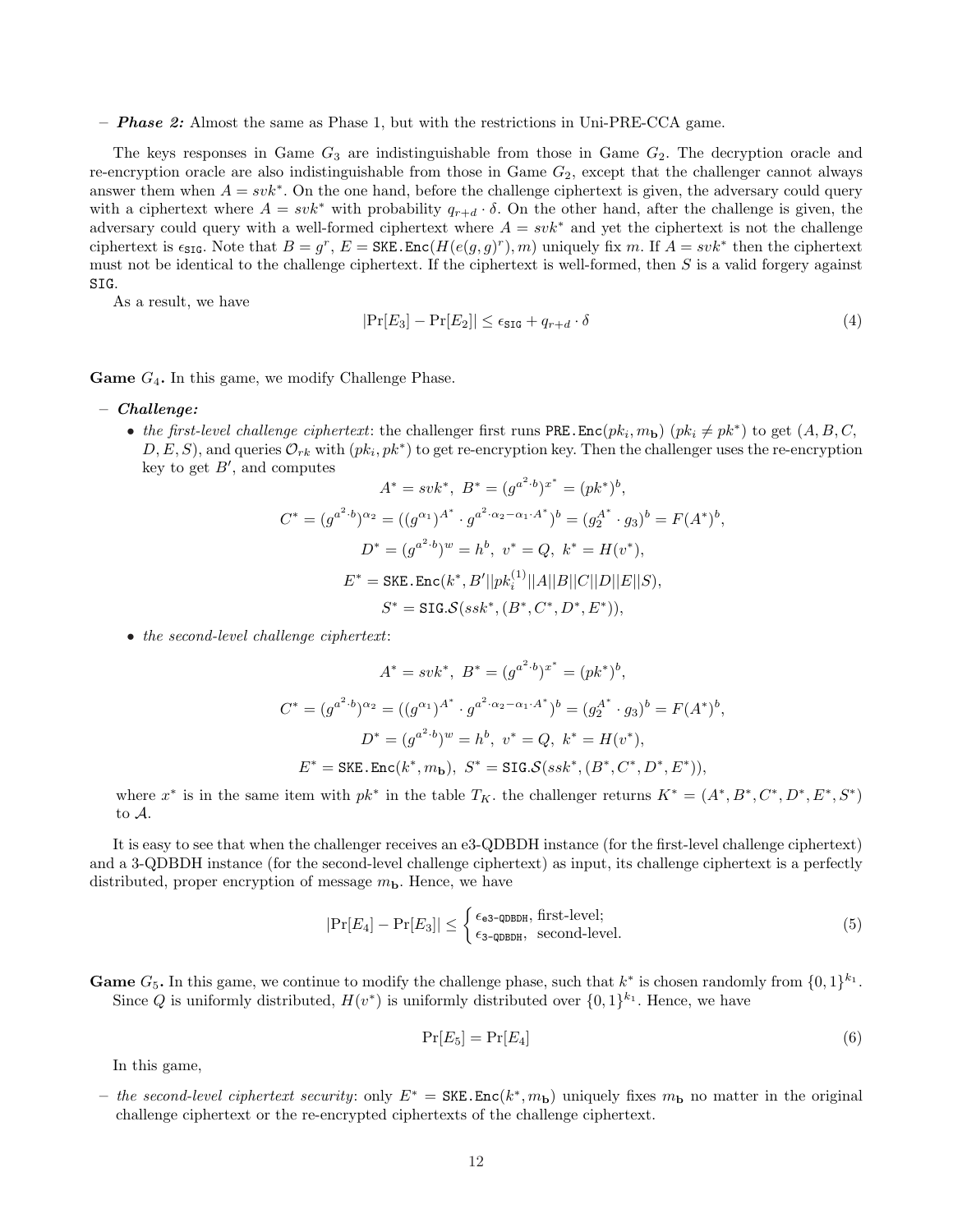– ***Phase 2:*** Almost the same as Phase 1, but with the restrictions in Uni-PRE-CCA game.

The keys responses in Game $G_3$ are indistinguishable from those in Game $G_2$. The decryption oracle and re-encryption oracle are also indistinguishable from those in Game $G_2$, except that the challenger cannot always answer them when $A = svk^*$. On the one hand, before the challenge ciphertext is given, the adversary could query with a ciphertext where $A = svk^*$ with probability $q_{r+d} \cdot \delta$. On the other hand, after the challenge is given, the adversary could query with a well-formed ciphertext where $A = svk^*$ and yet the ciphertext is not the challenge ciphertext is $\epsilon_{\texttt{SIG}}$. Note that $B = g^r$, $E = \texttt{SKE.Enc}(H(e(g,g)^r), m)$ uniquely fix $m$. If $A = svk^*$ then the ciphertext must not be identical to the challenge ciphertext. If the ciphertext is well-formed, then $S$ is a valid forgery against SIG.

As a result, we have

$$|\Pr[E_3] - \Pr[E_2]| \le \epsilon_{\texttt{SIG}} + q_{r+d} \cdot \delta \tag{4}$$

**Game $G_4$.** In this game, we modify Challenge Phase.

– ***Challenge:***
  - *the first-level challenge ciphertext*: the challenger first runs $\texttt{PRE.Enc}(pk_i, m_{\mathbf{b}})$ $(pk_i \ne pk^*)$ to get $(A, B, C, D, E, S)$, and queries $\mathcal{O}_{rk}$ with $(pk_i, pk^*)$ to get re-encryption key. Then the challenger uses the re-encryption key to get $B'$, and computes

$$A^* = svk^*,\ B^* = (g^{a^2 \cdot b})^{x^*} = (pk^*)^b,$$
$$C^* = (g^{a^2 \cdot b})^{\alpha_2} = ((g^{\alpha_1})^{A^*} \cdot g^{a^2 \cdot \alpha_2 - \alpha_1 \cdot A^*})^b = (g_2^{A^*} \cdot g_3)^b = F(A^*)^b,$$
$$D^* = (g^{a^2 \cdot b})^w = h^b,\ v^* = Q,\ k^* = H(v^*),$$
$$E^* = \texttt{SKE.Enc}(k^*, B' || pk_i^{(1)} || A || B || C || D || E || S),$$
$$S^* = \texttt{SIG}.\mathcal{S}(ssk^*, (B^*, C^*, D^*, E^*)),$$

  - *the second-level challenge ciphertext*:

$$A^* = svk^*,\ B^* = (g^{a^2 \cdot b})^{x^*} = (pk^*)^b,$$
$$C^* = (g^{a^2 \cdot b})^{\alpha_2} = ((g^{\alpha_1})^{A^*} \cdot g^{a^2 \cdot \alpha_2 - \alpha_1 \cdot A^*})^b = (g_2^{A^*} \cdot g_3)^b = F(A^*)^b,$$
$$D^* = (g^{a^2 \cdot b})^w = h^b,\ v^* = Q,\ k^* = H(v^*),$$
$$E^* = \texttt{SKE.Enc}(k^*, m_{\mathbf{b}}),\ S^* = \texttt{SIG}.\mathcal{S}(ssk^*, (B^*, C^*, D^*, E^*)),$$

  where $x^*$ is in the same item with $pk^*$ in the table $T_K$. the challenger returns $K^* = (A^*, B^*, C^*, D^*, E^*, S^*)$ to $\mathcal{A}$.

It is easy to see that when the challenger receives an e3-QDBDH instance (for the first-level challenge ciphertext) and a 3-QDBDH instance (for the second-level challenge ciphertext) as input, its challenge ciphertext is a perfectly distributed, proper encryption of message $m_{\mathbf{b}}$. Hence, we have

$$|\Pr[E_4] - \Pr[E_3]| \le \begin{cases} \epsilon_{\texttt{e3-QDBDH}}, & \text{first-level;} \\ \epsilon_{\texttt{3-QDBDH}}, & \text{second-level.} \end{cases} \tag{5}$$

**Game $G_5$.** In this game, we continue to modify the challenge phase, such that $k^*$ is chosen randomly from $\{0,1\}^{k_1}$. Since $Q$ is uniformly distributed, $H(v^*)$ is uniformly distributed over $\{0,1\}^{k_1}$. Hence, we have

$$\Pr[E_5] = \Pr[E_4] \tag{6}$$

In this game,

– *the second-level ciphertext security*: only $E^* = \texttt{SKE.Enc}(k^*, m_{\mathbf{b}})$ uniquely fixes $m_{\mathbf{b}}$ no matter in the original challenge ciphertext or the re-encrypted ciphertexts of the challenge ciphertext.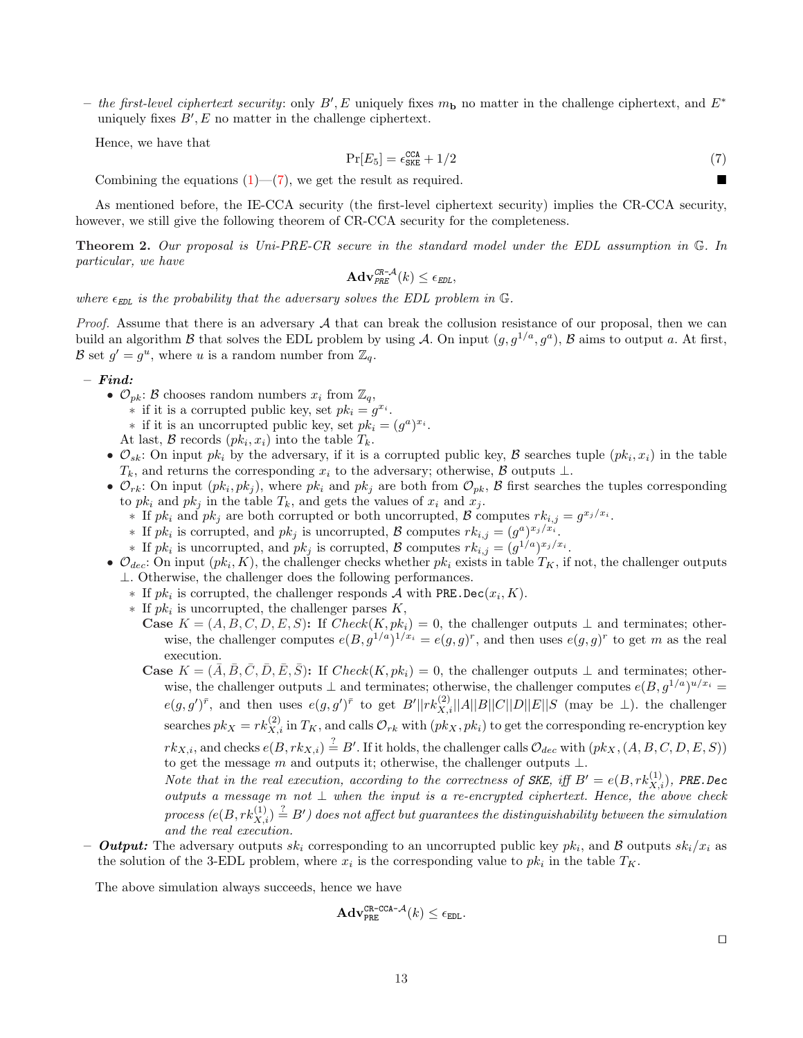– *the first-level ciphertext security*: only $B', E$ uniquely fixes $m_{\mathbf{b}}$ no matter in the challenge ciphertext, and $E^*$ uniquely fixes $B', E$ no matter in the challenge ciphertext.

Hence, we have that

$$\Pr[E_5] = \epsilon_{\texttt{SKE}}^{\texttt{CCA}} + 1/2 \tag{7}$$

Combining the equations (1)—(7), we get the result as required. ■

As mentioned before, the IE-CCA security (the first-level ciphertext security) implies the CR-CCA security, however, we still give the following theorem of CR-CCA security for the completeness.

**Theorem 2.** *Our proposal is Uni-PRE-CR secure in the standard model under the EDL assumption in $\mathbb{G}$. In particular, we have*

$$\mathbf{Adv}_{\mathit{PRE}}^{\mathit{CR}\text{-}\mathcal{A}}(k) \leq \epsilon_{\mathit{EDL}},$$

*where $\epsilon_{\mathit{EDL}}$ is the probability that the adversary solves the EDL problem in $\mathbb{G}$.*

*Proof.* Assume that there is an adversary $\mathcal{A}$ that can break the collusion resistance of our proposal, then we can build an algorithm $\mathcal{B}$ that solves the EDL problem by using $\mathcal{A}$. On input $(g, g^{1/a}, g^a)$, $\mathcal{B}$ aims to output $a$. At first, $\mathcal{B}$ set $g' = g^u$, where $u$ is a random number from $\mathbb{Z}_q$.

– ***Find:***
  - $\mathcal{O}_{pk}$: $\mathcal{B}$ chooses random numbers $x_i$ from $\mathbb{Z}_q$,
    - if it is a corrupted public key, set $pk_i = g^{x_i}$.
    - if it is an uncorrupted public key, set $pk_i = (g^a)^{x_i}$.

    At last, $\mathcal{B}$ records $(pk_i, x_i)$ into the table $T_k$.
  - $\mathcal{O}_{sk}$: On input $pk_i$ by the adversary, if it is a corrupted public key, $\mathcal{B}$ searches tuple $(pk_i, x_i)$ in the table $T_k$, and returns the corresponding $x_i$ to the adversary; otherwise, $\mathcal{B}$ outputs $\perp$.
  - $\mathcal{O}_{rk}$: On input $(pk_i, pk_j)$, where $pk_i$ and $pk_j$ are both from $\mathcal{O}_{pk}$, $\mathcal{B}$ first searches the tuples corresponding to $pk_i$ and $pk_j$ in the table $T_k$, and gets the values of $x_i$ and $x_j$.
    - If $pk_i$ and $pk_j$ are both corrupted or both uncorrupted, $\mathcal{B}$ computes $rk_{i,j} = g^{x_j/x_i}$.
    - If $pk_i$ is corrupted, and $pk_j$ is uncorrupted, $\mathcal{B}$ computes $rk_{i,j} = (g^a)^{x_j/x_i}$.
    - If $pk_i$ is uncorrupted, and $pk_j$ is corrupted, $\mathcal{B}$ computes $rk_{i,j} = (g^{1/a})^{x_j/x_i}$.
  - $\mathcal{O}_{dec}$: On input $(pk_i, K)$, the challenger checks whether $pk_i$ exists in table $T_K$, if not, the challenger outputs $\perp$. Otherwise, the challenger does the following performances.
    - If $pk_i$ is corrupted, the challenger responds $\mathcal{A}$ with $\texttt{PRE.Dec}(x_i, K)$.
    - If $pk_i$ is uncorrupted, the challenger parses $K$,

      **Case** $K = (A, B, C, D, E, S)$**:** If $Check(K, pk_i) = 0$, the challenger outputs $\perp$ and terminates; otherwise, the challenger computes $e(B, g^{1/a})^{1/x_i} = e(g, g)^r$, and then uses $e(g, g)^r$ to get $m$ as the real execution.

      **Case** $K = (\bar{A}, \bar{B}, \bar{C}, \bar{D}, \bar{E}, \bar{S})$**:** If $Check(K, pk_i) = 0$, the challenger outputs $\perp$ and terminates; otherwise, the challenger outputs $\perp$ and terminates; otherwise, the challenger computes $e(B, g^{1/a})^{u/x_i} = e(g, g')^{\bar{r}}$, and then uses $e(g, g')^{\bar{r}}$ to get $B' || rk_{X,i}^{(2)} || A || B || C || D || E || S$ (may be $\perp$). the challenger searches $pk_X = rk_{X,i}^{(2)}$ in $T_K$, and calls $\mathcal{O}_{rk}$ with $(pk_X, pk_i)$ to get the corresponding re-encryption key $rk_{X,i}$, and checks $e(B, rk_{X,i}) \stackrel{?}{=} B'$. If it holds, the challenger calls $\mathcal{O}_{dec}$ with $(pk_X, (A, B, C, D, E, S))$ to get the message $m$ and outputs it; otherwise, the challenger outputs $\perp$.

      *Note that in the real execution, according to the correctness of SKE, iff $B' = e(B, rk_{X,i}^{(1)})$, PRE.Dec outputs a message $m$ not $\perp$ when the input is a re-encrypted ciphertext. Hence, the above check process ($e(B, rk_{X,i}^{(1)}) \stackrel{?}{=} B'$) does not affect but guarantees the distinguishability between the simulation and the real execution.*

– ***Output:*** The adversary outputs $sk_i$ corresponding to an uncorrupted public key $pk_i$, and $\mathcal{B}$ outputs $sk_i/x_i$ as the solution of the 3-EDL problem, where $x_i$ is the corresponding value to $pk_i$ in the table $T_K$.

The above simulation always succeeds, hence we have

$$\mathbf{Adv}_{\texttt{PRE}}^{\texttt{CR-CCA-}\mathcal{A}}(k) \leq \epsilon_{\texttt{EDL}}.$$

□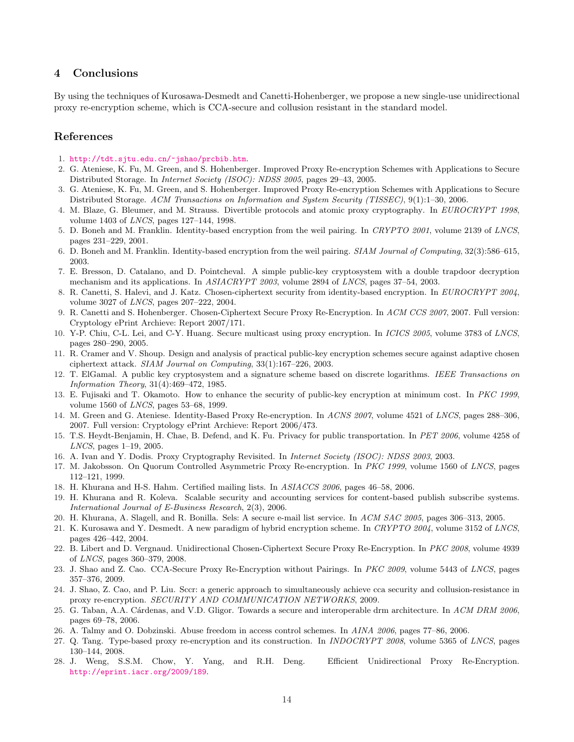## 4 Conclusions

By using the techniques of Kurosawa-Desmedt and Canetti-Hohenberger, we propose a new single-use unidirectional proxy re-encryption scheme, which is CCA-secure and collusion resistant in the standard model.

## References

1. http://tdt.sjtu.edu.cn/~jshao/prcbib.htm.
2. G. Ateniese, K. Fu, M. Green, and S. Hohenberger. Improved Proxy Re-encryption Schemes with Applications to Secure Distributed Storage. In *Internet Society (ISOC): NDSS 2005*, pages 29–43, 2005.
3. G. Ateniese, K. Fu, M. Green, and S. Hohenberger. Improved Proxy Re-encryption Schemes with Applications to Secure Distributed Storage. *ACM Transactions on Information and System Security (TISSEC)*, 9(1):1–30, 2006.
4. M. Blaze, G. Bleumer, and M. Strauss. Divertible protocols and atomic proxy cryptography. In *EUROCRYPT 1998*, volume 1403 of *LNCS*, pages 127–144, 1998.
5. D. Boneh and M. Franklin. Identity-based encryption from the weil pairing. In *CRYPTO 2001*, volume 2139 of *LNCS*, pages 231–229, 2001.
6. D. Boneh and M. Franklin. Identity-based encryption from the weil pairing. *SIAM Journal of Computing*, 32(3):586–615, 2003.
7. E. Bresson, D. Catalano, and D. Pointcheval. A simple public-key cryptosystem with a double trapdoor decryption mechanism and its applications. In *ASIACRYPT 2003*, volume 2894 of *LNCS*, pages 37–54, 2003.
8. R. Canetti, S. Halevi, and J. Katz. Chosen-ciphertext security from identity-based encryption. In *EUROCRYPT 2004*, volume 3027 of *LNCS*, pages 207–222, 2004.
9. R. Canetti and S. Hohenberger. Chosen-Ciphertext Secure Proxy Re-Encryption. In *ACM CCS 2007*, 2007. Full version: Cryptology ePrint Archieve: Report 2007/171.
10. Y-P. Chiu, C-L. Lei, and C-Y. Huang. Secure multicast using proxy encryption. In *ICICS 2005*, volume 3783 of *LNCS*, pages 280–290, 2005.
11. R. Cramer and V. Shoup. Design and analysis of practical public-key encryption schemes secure against adaptive chosen ciphertext attack. *SIAM Journal on Computing*, 33(1):167–226, 2003.
12. T. ElGamal. A public key cryptosystem and a signature scheme based on discrete logarithms. *IEEE Transactions on Information Theory*, 31(4):469–472, 1985.
13. E. Fujisaki and T. Okamoto. How to enhance the security of public-key encryption at minimum cost. In *PKC 1999*, volume 1560 of *LNCS*, pages 53–68, 1999.
14. M. Green and G. Ateniese. Identity-Based Proxy Re-encryption. In *ACNS 2007*, volume 4521 of *LNCS*, pages 288–306, 2007. Full version: Cryptology ePrint Archieve: Report 2006/473.
15. T.S. Heydt-Benjamin, H. Chae, B. Defend, and K. Fu. Privacy for public transportation. In *PET 2006*, volume 4258 of *LNCS*, pages 1–19, 2005.
16. A. Ivan and Y. Dodis. Proxy Cryptography Revisited. In *Internet Society (ISOC): NDSS 2003*, 2003.
17. M. Jakobsson. On Quorum Controlled Asymmetric Proxy Re-encryption. In *PKC 1999*, volume 1560 of *LNCS*, pages 112–121, 1999.
18. H. Khurana and H-S. Hahm. Certified mailing lists. In *ASIACCS 2006*, pages 46–58, 2006.
19. H. Khurana and R. Koleva. Scalable security and accounting services for content-based publish subscribe systems. *International Journal of E-Business Research*, 2(3), 2006.
20. H. Khurana, A. Slagell, and R. Bonilla. Sels: A secure e-mail list service. In *ACM SAC 2005*, pages 306–313, 2005.
21. K. Kurosawa and Y. Desmedt. A new paradigm of hybrid encryption scheme. In *CRYPTO 2004*, volume 3152 of *LNCS*, pages 426–442, 2004.
22. B. Libert and D. Vergnaud. Unidirectional Chosen-Ciphertext Secure Proxy Re-Encryption. In *PKC 2008*, volume 4939 of *LNCS*, pages 360–379, 2008.
23. J. Shao and Z. Cao. CCA-Secure Proxy Re-Encryption without Pairings. In *PKC 2009*, volume 5443 of *LNCS*, pages 357–376, 2009.
24. J. Shao, Z. Cao, and P. Liu. Sccr: a generic approach to simultaneously achieve cca security and collusion-resistance in proxy re-encryption. *SECURITY AND COMMUNICATION NETWORKS*, 2009.
25. G. Taban, A.A. Cárdenas, and V.D. Gligor. Towards a secure and interoperable drm architecture. In *ACM DRM 2006*, pages 69–78, 2006.
26. A. Talmy and O. Dobzinski. Abuse freedom in access control schemes. In *AINA 2006*, pages 77–86, 2006.
27. Q. Tang. Type-based proxy re-encryption and its construction. In *INDOCRYPT 2008*, volume 5365 of *LNCS*, pages 130–144, 2008.
28. J. Weng, S.S.M. Chow, Y. Yang, and R.H. Deng. Efficient Unidirectional Proxy Re-Encryption. http://eprint.iacr.org/2009/189.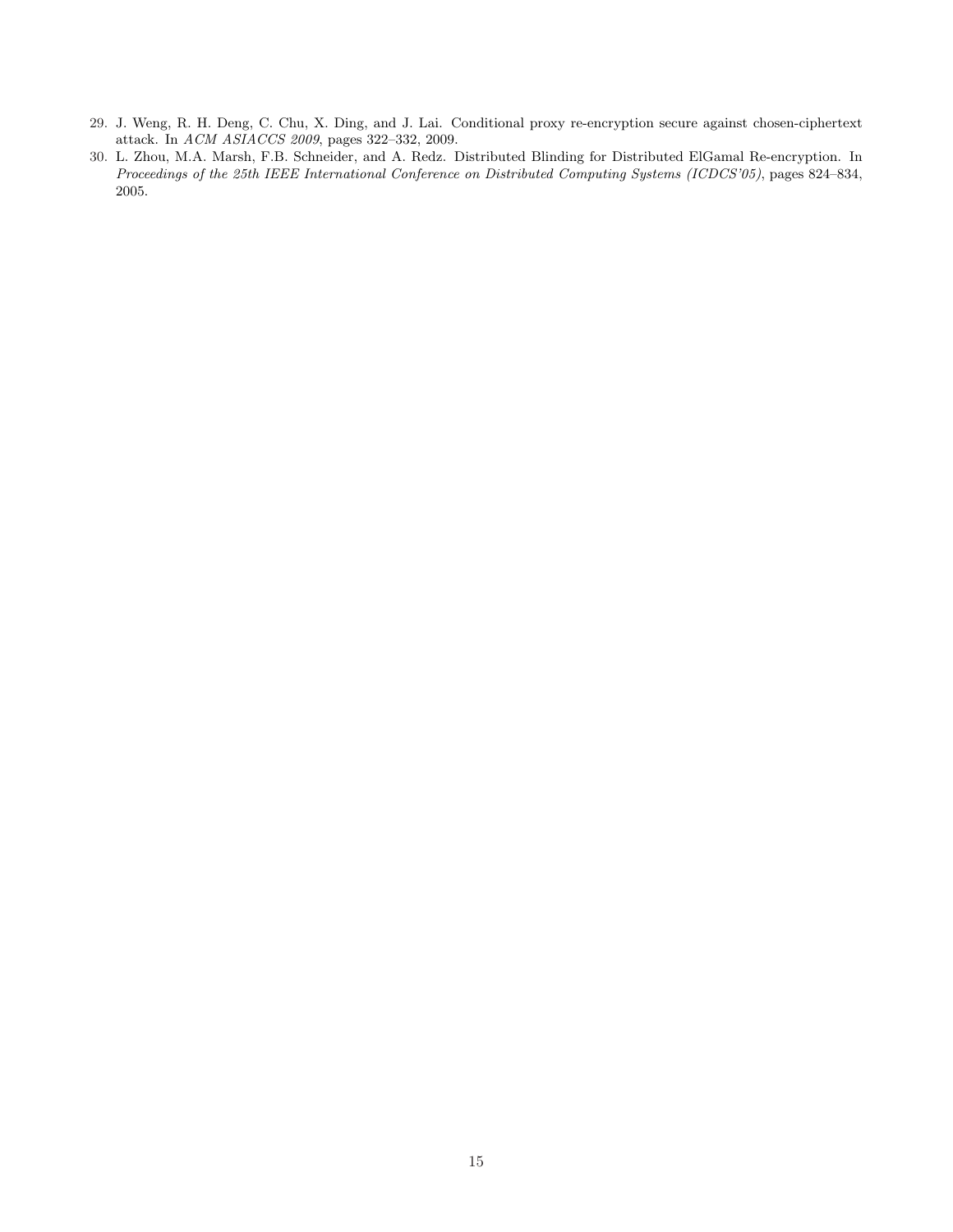29. J. Weng, R. H. Deng, C. Chu, X. Ding, and J. Lai. Conditional proxy re-encryption secure against chosen-ciphertext attack. In *ACM ASIACCS 2009*, pages 322–332, 2009.
30. L. Zhou, M.A. Marsh, F.B. Schneider, and A. Redz. Distributed Blinding for Distributed ElGamal Re-encryption. In *Proceedings of the 25th IEEE International Conference on Distributed Computing Systems (ICDCS'05)*, pages 824–834, 2005.